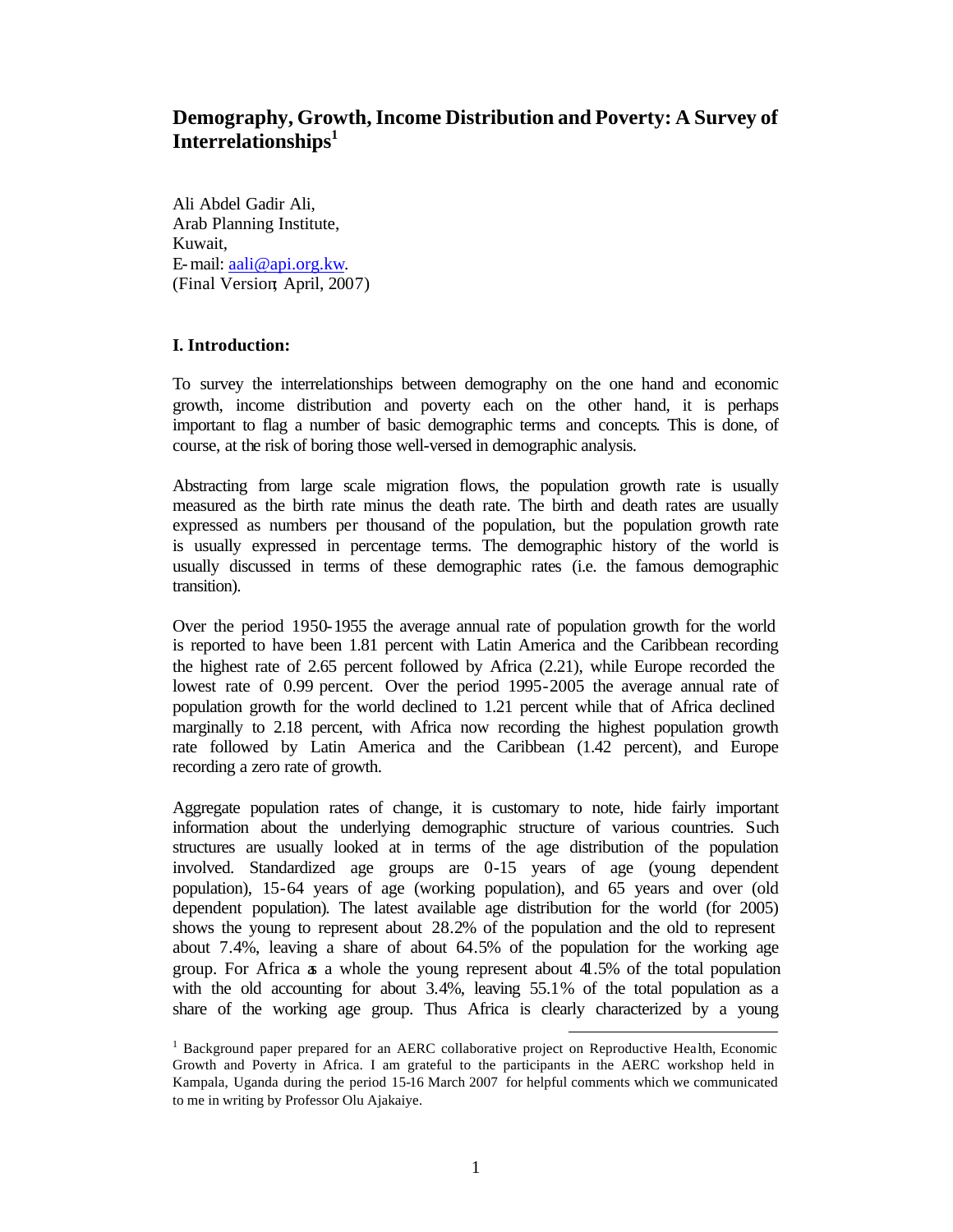# Demography, Growth, Income Distribution and Poverty: A Survey of Interrelationships[1]

Ali Abdel Gadir Ali,
Arab Planning Institute,
Kuwait,
E-mail: aali@api.org.kw.
(Final Version; April, 2007)

## I. Introduction:

To survey the interrelationships between demography on the one hand and economic growth, income distribution and poverty each on the other hand, it is perhaps important to flag a number of basic demographic terms and concepts. This is done, of course, at the risk of boring those well-versed in demographic analysis.

Abstracting from large scale migration flows, the population growth rate is usually measured as the birth rate minus the death rate. The birth and death rates are usually expressed as numbers per thousand of the population, but the population growth rate is usually expressed in percentage terms. The demographic history of the world is usually discussed in terms of these demographic rates (i.e. the famous demographic transition).

Over the period 1950-1955 the average annual rate of population growth for the world is reported to have been 1.81 percent with Latin America and the Caribbean recording the highest rate of 2.65 percent followed by Africa (2.21), while Europe recorded the lowest rate of 0.99 percent. Over the period 1995-2005 the average annual rate of population growth for the world declined to 1.21 percent while that of Africa declined marginally to 2.18 percent, with Africa now recording the highest population growth rate followed by Latin America and the Caribbean (1.42 percent), and Europe recording a zero rate of growth.

Aggregate population rates of change, it is customary to note, hide fairly important information about the underlying demographic structure of various countries. Such structures are usually looked at in terms of the age distribution of the population involved. Standardized age groups are 0-15 years of age (young dependent population), 15-64 years of age (working population), and 65 years and over (old dependent population). The latest available age distribution for the world (for 2005) shows the young to represent about 28.2% of the population and the old to represent about 7.4%, leaving a share of about 64.5% of the population for the working age group. For Africa as a whole the young represent about 41.5% of the total population with the old accounting for about 3.4%, leaving 55.1% of the total population as a share of the working age group. Thus Africa is clearly characterized by a young

---

[1] Background paper prepared for an AERC collaborative project on Reproductive Health, Economic Growth and Poverty in Africa. I am grateful to the participants in the AERC workshop held in Kampala, Uganda during the period 15-16 March 2007 for helpful comments which we communicated to me in writing by Professor Olu Ajakaiye.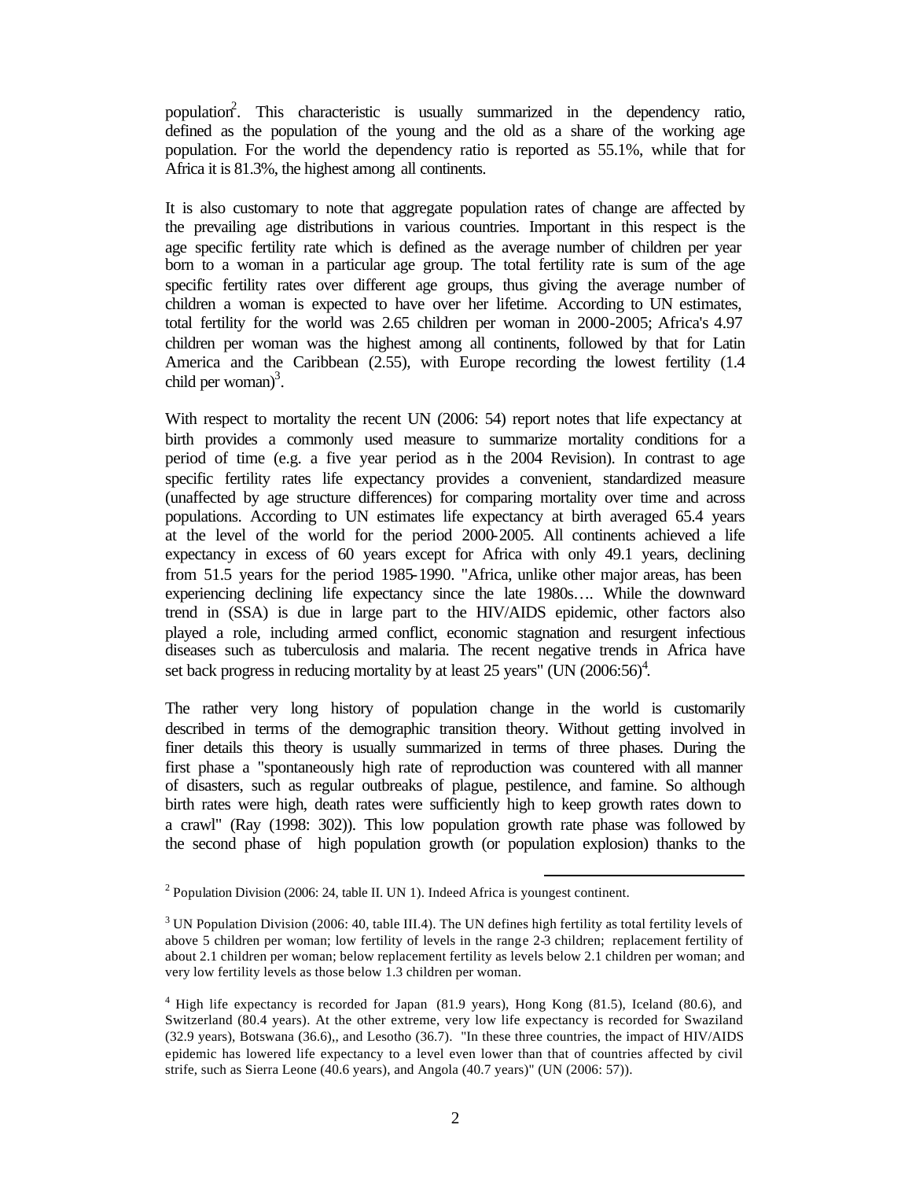population[2]. This characteristic is usually summarized in the dependency ratio, defined as the population of the young and the old as a share of the working age population. For the world the dependency ratio is reported as 55.1%, while that for Africa it is 81.3%, the highest among all continents.

It is also customary to note that aggregate population rates of change are affected by the prevailing age distributions in various countries. Important in this respect is the age specific fertility rate which is defined as the average number of children per year born to a woman in a particular age group. The total fertility rate is sum of the age specific fertility rates over different age groups, thus giving the average number of children a woman is expected to have over her lifetime. According to UN estimates, total fertility for the world was 2.65 children per woman in 2000-2005; Africa's 4.97 children per woman was the highest among all continents, followed by that for Latin America and the Caribbean (2.55), with Europe recording the lowest fertility (1.4 child per woman)[3].

With respect to mortality the recent UN (2006: 54) report notes that life expectancy at birth provides a commonly used measure to summarize mortality conditions for a period of time (e.g. a five year period as in the 2004 Revision). In contrast to age specific fertility rates life expectancy provides a convenient, standardized measure (unaffected by age structure differences) for comparing mortality over time and across populations. According to UN estimates life expectancy at birth averaged 65.4 years at the level of the world for the period 2000-2005. All continents achieved a life expectancy in excess of 60 years except for Africa with only 49.1 years, declining from 51.5 years for the period 1985-1990. "Africa, unlike other major areas, has been experiencing declining life expectancy since the late 1980s…. While the downward trend in (SSA) is due in large part to the HIV/AIDS epidemic, other factors also played a role, including armed conflict, economic stagnation and resurgent infectious diseases such as tuberculosis and malaria. The recent negative trends in Africa have set back progress in reducing mortality by at least 25 years" (UN (2006:56)[4].

The rather very long history of population change in the world is customarily described in terms of the demographic transition theory. Without getting involved in finer details this theory is usually summarized in terms of three phases. During the first phase a "spontaneously high rate of reproduction was countered with all manner of disasters, such as regular outbreaks of plague, pestilence, and famine. So although birth rates were high, death rates were sufficiently high to keep growth rates down to a crawl" (Ray (1998: 302)). This low population growth rate phase was followed by the second phase of high population growth (or population explosion) thanks to the

---

[2] Population Division (2006: 24, table II. UN 1). Indeed Africa is youngest continent.

[3] UN Population Division (2006: 40, table III.4). The UN defines high fertility as total fertility levels of above 5 children per woman; low fertility of levels in the range 2-3 children; replacement fertility of about 2.1 children per woman; below replacement fertility as levels below 2.1 children per woman; and very low fertility levels as those below 1.3 children per woman.

[4] High life expectancy is recorded for Japan (81.9 years), Hong Kong (81.5), Iceland (80.6), and Switzerland (80.4 years). At the other extreme, very low life expectancy is recorded for Swaziland (32.9 years), Botswana (36.6),, and Lesotho (36.7). "In these three countries, the impact of HIV/AIDS epidemic has lowered life expectancy to a level even lower than that of countries affected by civil strife, such as Sierra Leone (40.6 years), and Angola (40.7 years)" (UN (2006: 57)).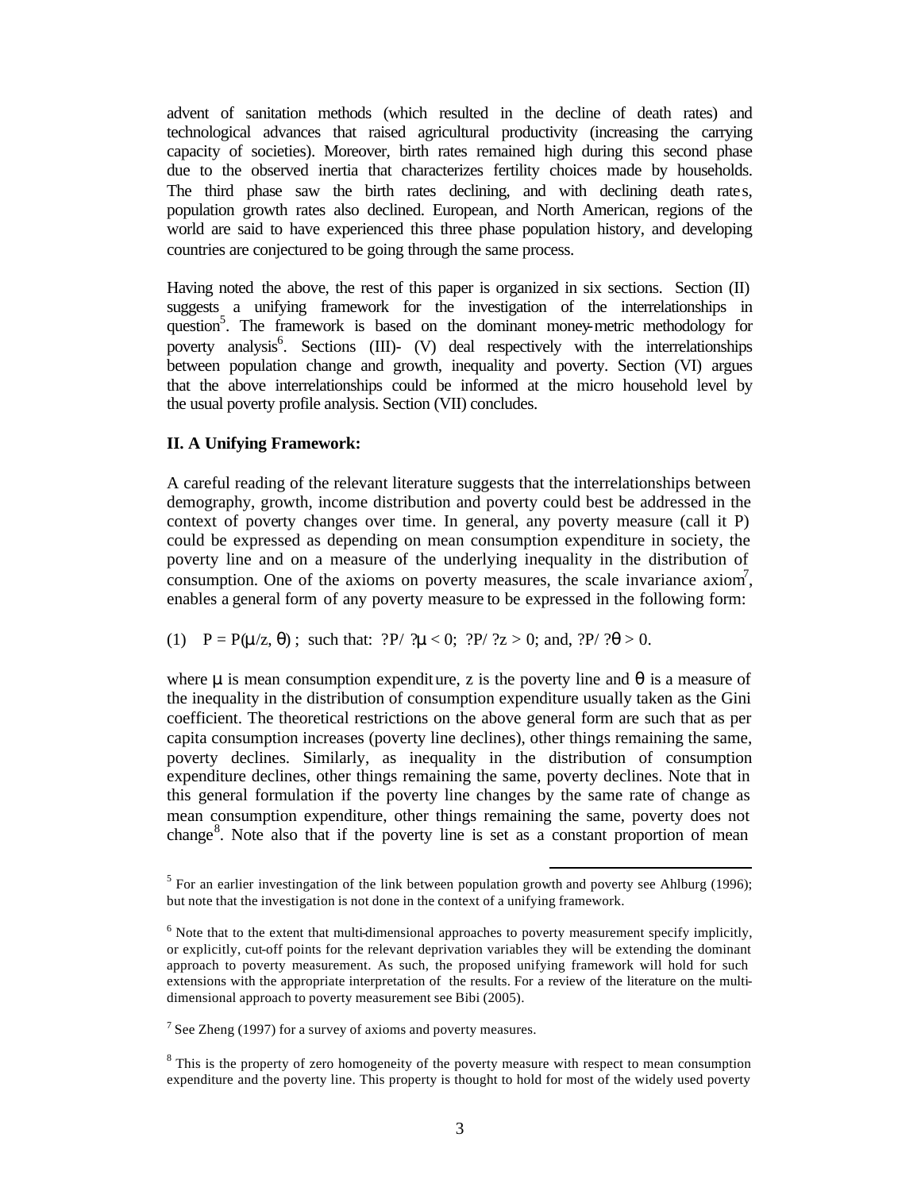advent of sanitation methods (which resulted in the decline of death rates) and technological advances that raised agricultural productivity (increasing the carrying capacity of societies). Moreover, birth rates remained high during this second phase due to the observed inertia that characterizes fertility choices made by households. The third phase saw the birth rates declining, and with declining death rates, population growth rates also declined. European, and North American, regions of the world are said to have experienced this three phase population history, and developing countries are conjectured to be going through the same process.

Having noted the above, the rest of this paper is organized in six sections. Section (II) suggests a unifying framework for the investigation of the interrelationships in question[5]. The framework is based on the dominant money-metric methodology for poverty analysis[6]. Sections (III)- (V) deal respectively with the interrelationships between population change and growth, inequality and poverty. Section (VI) argues that the above interrelationships could be informed at the micro household level by the usual poverty profile analysis. Section (VII) concludes.

## II. A Unifying Framework:

A careful reading of the relevant literature suggests that the interrelationships between demography, growth, income distribution and poverty could best be addressed in the context of poverty changes over time. In general, any poverty measure (call it P) could be expressed as depending on mean consumption expenditure in society, the poverty line and on a measure of the underlying inequality in the distribution of consumption. One of the axioms on poverty measures, the scale invariance axiom[7], enables a general form of any poverty measure to be expressed in the following form:

(1) $P = P(\mu/z, \theta)$ ; such that: $\partial P/\partial\mu < 0$; $\partial P/\partial z > 0$; and, $\partial P/\partial\theta > 0$.

where $\mu$ is mean consumption expenditure, z is the poverty line and $\theta$ is a measure of the inequality in the distribution of consumption expenditure usually taken as the Gini coefficient. The theoretical restrictions on the above general form are such that as per capita consumption increases (poverty line declines), other things remaining the same, poverty declines. Similarly, as inequality in the distribution of consumption expenditure declines, other things remaining the same, poverty declines. Note that in this general formulation if the poverty line changes by the same rate of change as mean consumption expenditure, other things remaining the same, poverty does not change[8]. Note also that if the poverty line is set as a constant proportion of mean

---

[5] For an earlier investingation of the link between population growth and poverty see Ahlburg (1996); but note that the investigation is not done in the context of a unifying framework.

[6] Note that to the extent that multi-dimensional approaches to poverty measurement specify implicitly, or explicitly, cut-off points for the relevant deprivation variables they will be extending the dominant approach to poverty measurement. As such, the proposed unifying framework will hold for such extensions with the appropriate interpretation of the results. For a review of the literature on the multi-dimensional approach to poverty measurement see Bibi (2005).

[7] See Zheng (1997) for a survey of axioms and poverty measures.

[8] This is the property of zero homogeneity of the poverty measure with respect to mean consumption expenditure and the poverty line. This property is thought to hold for most of the widely used poverty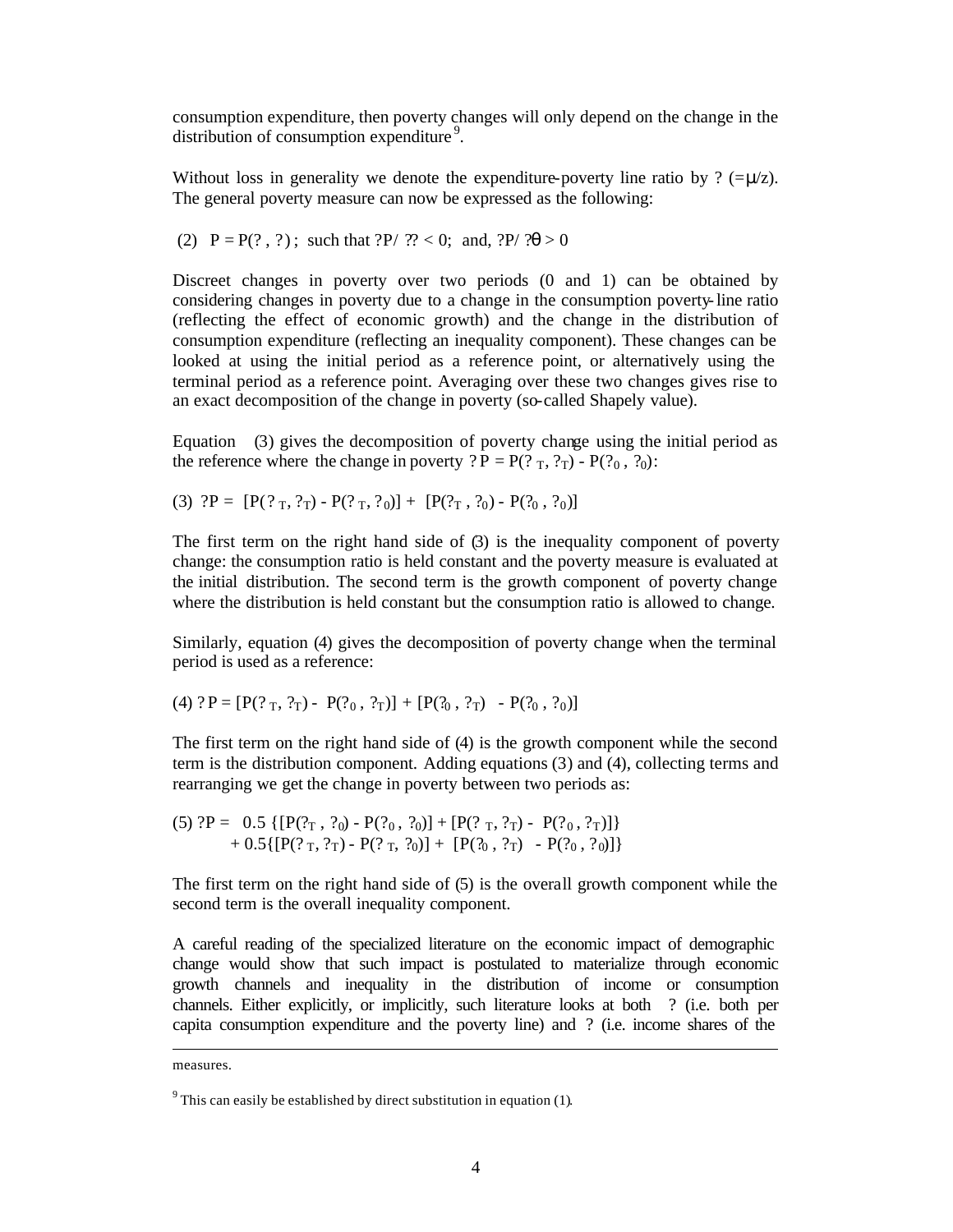consumption expenditure, then poverty changes will only depend on the change in the distribution of consumption expenditure[9].

Without loss in generality we denote the expenditure-poverty line ratio by ? (=μ/z). The general poverty measure can now be expressed as the following:

$$(2) \quad P = P(?, \theta); \text{ such that } \partial P/\partial ? < 0; \text{ and, } \partial P/\partial \theta > 0$$

Discreet changes in poverty over two periods (0 and 1) can be obtained by considering changes in poverty due to a change in the consumption poverty-line ratio (reflecting the effect of economic growth) and the change in the distribution of consumption expenditure (reflecting an inequality component). These changes can be looked at using the initial period as a reference point, or alternatively using the terminal period as a reference point. Averaging over these two changes gives rise to an exact decomposition of the change in poverty (so-called Shapely value).

Equation (3) gives the decomposition of poverty change using the initial period as the reference where the change in poverty $\Delta P = P(?_T, \theta_T) - P(?_0, \theta_0)$:

$$(3) \quad \Delta P = [P(?_T, \theta_T) - P(?_T, \theta_0)] + [P(?_T, \theta_0) - P(?_0, \theta_0)]$$

The first term on the right hand side of (3) is the inequality component of poverty change: the consumption ratio is held constant and the poverty measure is evaluated at the initial distribution. The second term is the growth component of poverty change where the distribution is held constant but the consumption ratio is allowed to change.

Similarly, equation (4) gives the decomposition of poverty change when the terminal period is used as a reference:

$$(4) \quad \Delta P = [P(?_T, \theta_T) - P(?_0, \theta_T)] + [P(?_0, \theta_T) - P(?_0, \theta_0)]$$

The first term on the right hand side of (4) is the growth component while the second term is the distribution component. Adding equations (3) and (4), collecting terms and rearranging we get the change in poverty between two periods as:

$$(5) \quad \Delta P = 0.5\{[P(?_T, \theta_0) - P(?_0, \theta_0)] + [P(?_T, \theta_T) - P(?_0, \theta_T)]\} + 0.5\{[P(?_T, \theta_T) - P(?_T, \theta_0)] + [P(?_0, \theta_T) - P(?_0, \theta_0)]\}$$

The first term on the right hand side of (5) is the overall growth component while the second term is the overall inequality component.

A careful reading of the specialized literature on the economic impact of demographic change would show that such impact is postulated to materialize through economic growth channels and inequality in the distribution of income or consumption channels. Either explicitly, or implicitly, such literature looks at both ? (i.e. both per capita consumption expenditure and the poverty line) and $\theta$ (i.e. income shares of the

---

measures.

[9] This can easily be established by direct substitution in equation (1).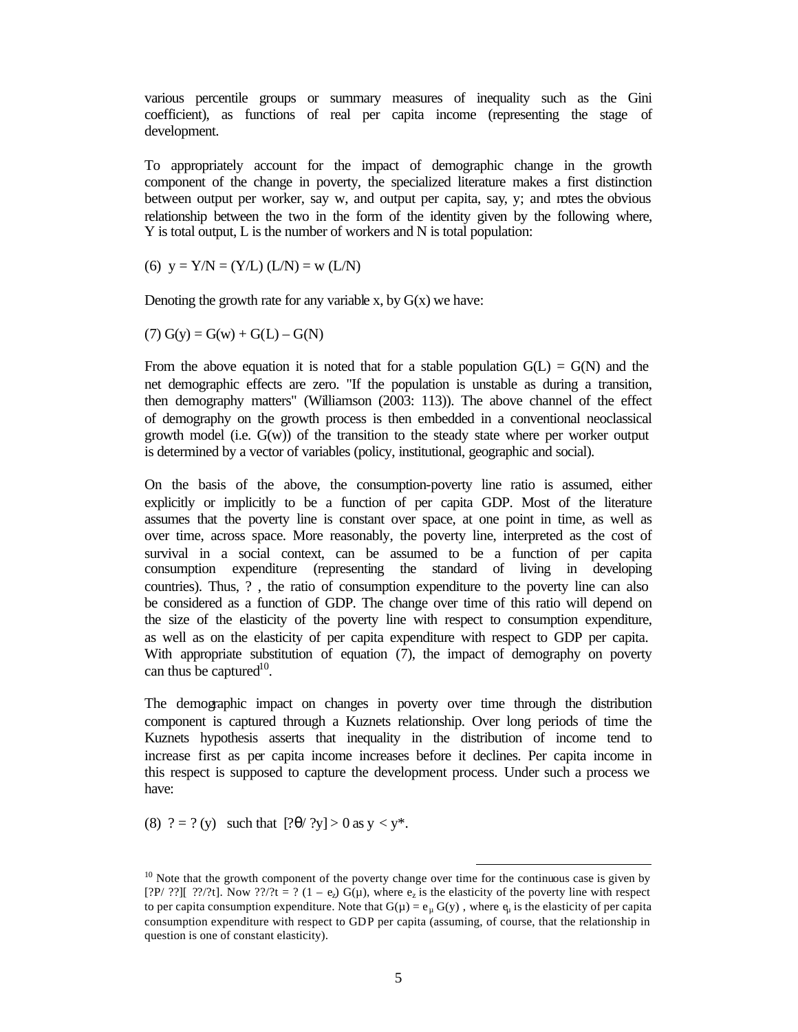various percentile groups or summary measures of inequality such as the Gini coefficient), as functions of real per capita income (representing the stage of development.

To appropriately account for the impact of demographic change in the growth component of the change in poverty, the specialized literature makes a first distinction between output per worker, say w, and output per capita, say, y; and notes the obvious relationship between the two in the form of the identity given by the following where, Y is total output, L is the number of workers and N is total population:

$$(6)\quad y = Y/N = (Y/L)\,(L/N) = w\,(L/N)$$

Denoting the growth rate for any variable x, by G(x) we have:

$$(7)\quad G(y) = G(w) + G(L) – G(N)$$

From the above equation it is noted that for a stable population $G(L) = G(N)$ and the net demographic effects are zero. "If the population is unstable as during a transition, then demography matters" (Williamson (2003: 113)). The above channel of the effect of demography on the growth process is then embedded in a conventional neoclassical growth model (i.e. G(w)) of the transition to the steady state where per worker output is determined by a vector of variables (policy, institutional, geographic and social).

On the basis of the above, the consumption-poverty line ratio is assumed, either explicitly or implicitly to be a function of per capita GDP. Most of the literature assumes that the poverty line is constant over space, at one point in time, as well as over time, across space. More reasonably, the poverty line, interpreted as the cost of survival in a social context, can be assumed to be a function of per capita consumption expenditure (representing the standard of living in developing countries). Thus, ? , the ratio of consumption expenditure to the poverty line can also be considered as a function of GDP. The change over time of this ratio will depend on the size of the elasticity of the poverty line with respect to consumption expenditure, as well as on the elasticity of per capita expenditure with respect to GDP per capita. With appropriate substitution of equation (7), the impact of demography on poverty can thus be captured[10].

The demographic impact on changes in poverty over time through the distribution component is captured through a Kuznets relationship. Over long periods of time the Kuznets hypothesis asserts that inequality in the distribution of income tend to increase first as per capita income increases before it declines. Per capita income in this respect is supposed to capture the development process. Under such a process we have:

$$(8)\quad \theta = \theta(y) \quad \text{such that} \quad [\partial\theta/\partial y] > 0 \text{ as } y < y^*.$$

---

[10] Note that the growth component of the poverty change over time for the continuous case is given by $[\partial P/\partial\alpha][\partial\alpha/\partial t]$. Now $\partial\alpha/\partial t = \alpha\,(1 – e_z)\,G(\mu)$, where $e_z$ is the elasticity of the poverty line with respect to per capita consumption expenditure. Note that $G(\mu) = e_\mu\,G(y)$ , where $e_\mu$ is the elasticity of per capita consumption expenditure with respect to GDP per capita (assuming, of course, that the relationship in question is one of constant elasticity).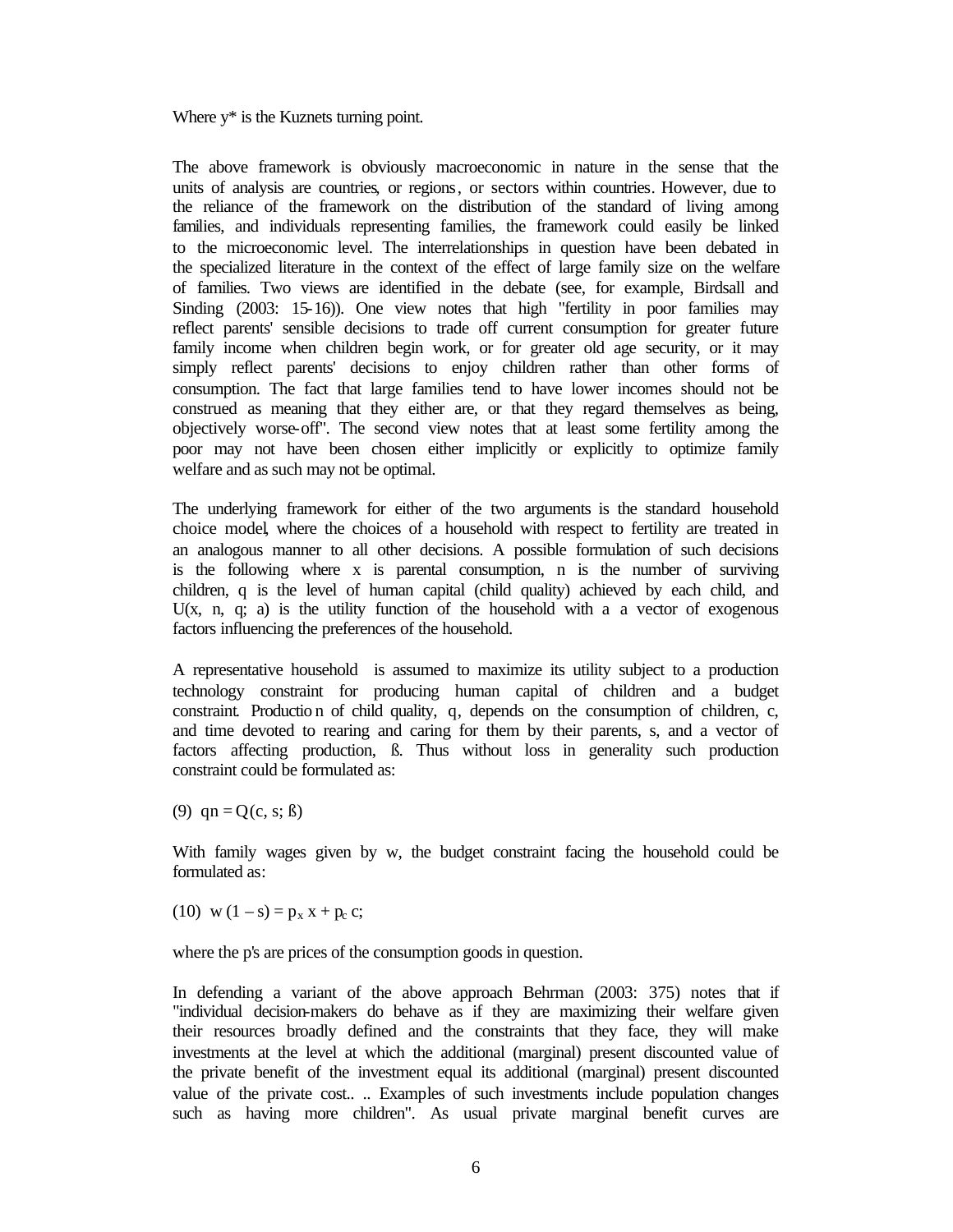Where $y^*$ is the Kuznets turning point.

The above framework is obviously macroeconomic in nature in the sense that the units of analysis are countries, or regions, or sectors within countries. However, due to the reliance of the framework on the distribution of the standard of living among families, and individuals representing families, the framework could easily be linked to the microeconomic level. The interrelationships in question have been debated in the specialized literature in the context of the effect of large family size on the welfare of families. Two views are identified in the debate (see, for example, Birdsall and Sinding (2003: 15-16)). One view notes that high "fertility in poor families may reflect parents' sensible decisions to trade off current consumption for greater future family income when children begin work, or for greater old age security, or it may simply reflect parents' decisions to enjoy children rather than other forms of consumption. The fact that large families tend to have lower incomes should not be construed as meaning that they either are, or that they regard themselves as being, objectively worse-off". The second view notes that at least some fertility among the poor may not have been chosen either implicitly or explicitly to optimize family welfare and as such may not be optimal.

The underlying framework for either of the two arguments is the standard household choice model, where the choices of a household with respect to fertility are treated in an analogous manner to all other decisions. A possible formulation of such decisions is the following where x is parental consumption, n is the number of surviving children, q is the level of human capital (child quality) achieved by each child, and $U(x, n, q; a)$ is the utility function of the household with a a vector of exogenous factors influencing the preferences of the household.

A representative household is assumed to maximize its utility subject to a production technology constraint for producing human capital of children and a budget constraint. Production of child quality, q, depends on the consumption of children, c, and time devoted to rearing and caring for them by their parents, s, and a vector of factors affecting production, ß. Thus without loss in generality such production constraint could be formulated as:

(9) $qn = Q(c, s; ß)$

With family wages given by w, the budget constraint facing the household could be formulated as:

(10) $w(1 - s) = p_x x + p_c c$;

where the p's are prices of the consumption goods in question.

In defending a variant of the above approach Behrman (2003: 375) notes that if "individual decision-makers do behave as if they are maximizing their welfare given their resources broadly defined and the constraints that they face, they will make investments at the level at which the additional (marginal) present discounted value of the private benefit of the investment equal its additional (marginal) present discounted value of the private cost.. .. Examples of such investments include population changes such as having more children". As usual private marginal benefit curves are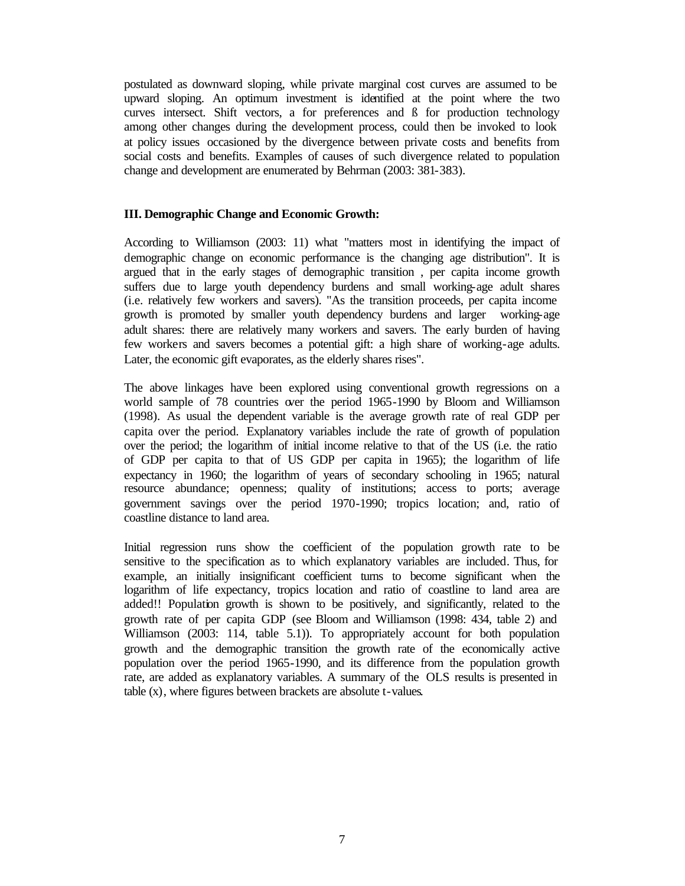postulated as downward sloping, while private marginal cost curves are assumed to be upward sloping. An optimum investment is identified at the point where the two curves intersect. Shift vectors, a for preferences and ß for production technology among other changes during the development process, could then be invoked to look at policy issues occasioned by the divergence between private costs and benefits from social costs and benefits. Examples of causes of such divergence related to population change and development are enumerated by Behrman (2003: 381-383).

### III. Demographic Change and Economic Growth:

According to Williamson (2003: 11) what "matters most in identifying the impact of demographic change on economic performance is the changing age distribution". It is argued that in the early stages of demographic transition , per capita income growth suffers due to large youth dependency burdens and small working-age adult shares (i.e. relatively few workers and savers). "As the transition proceeds, per capita income growth is promoted by smaller youth dependency burdens and larger working-age adult shares: there are relatively many workers and savers. The early burden of having few workers and savers becomes a potential gift: a high share of working-age adults. Later, the economic gift evaporates, as the elderly shares rises".

The above linkages have been explored using conventional growth regressions on a world sample of 78 countries over the period 1965-1990 by Bloom and Williamson (1998). As usual the dependent variable is the average growth rate of real GDP per capita over the period. Explanatory variables include the rate of growth of population over the period; the logarithm of initial income relative to that of the US (i.e. the ratio of GDP per capita to that of US GDP per capita in 1965); the logarithm of life expectancy in 1960; the logarithm of years of secondary schooling in 1965; natural resource abundance; openness; quality of institutions; access to ports; average government savings over the period 1970-1990; tropics location; and, ratio of coastline distance to land area.

Initial regression runs show the coefficient of the population growth rate to be sensitive to the specification as to which explanatory variables are included. Thus, for example, an initially insignificant coefficient turns to become significant when the logarithm of life expectancy, tropics location and ratio of coastline to land area are added!! Population growth is shown to be positively, and significantly, related to the growth rate of per capita GDP (see Bloom and Williamson (1998: 434, table 2) and Williamson (2003: 114, table 5.1)). To appropriately account for both population growth and the demographic transition the growth rate of the economically active population over the period 1965-1990, and its difference from the population growth rate, are added as explanatory variables. A summary of the OLS results is presented in table (x), where figures between brackets are absolute t-values.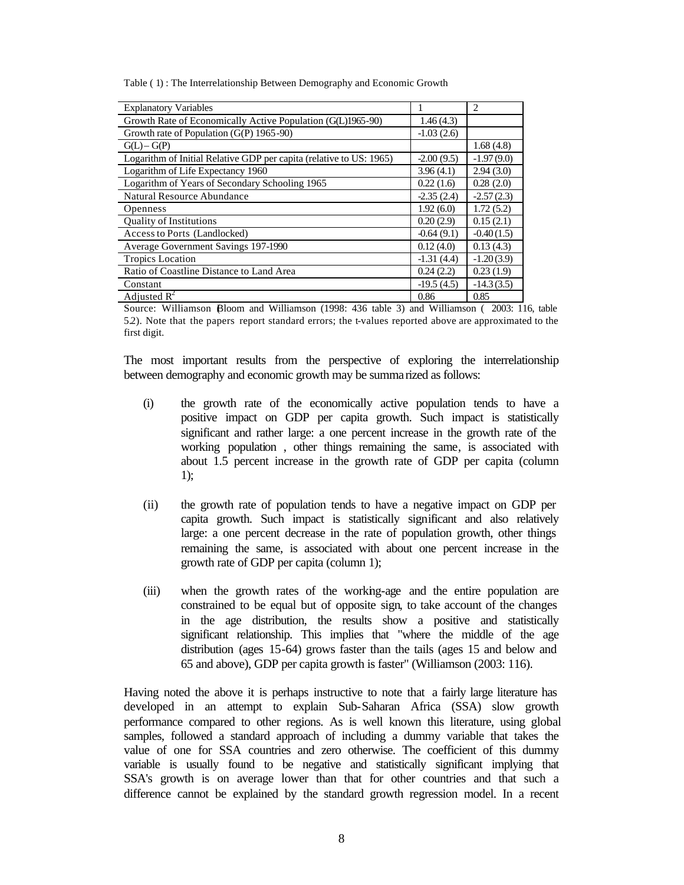Table ( 1) : The Interrelationship Between Demography and Economic Growth

| Explanatory Variables | 1 | 2 |
|---|---|---|
| Growth Rate of Economically Active Population (G(L)1965-90) | 1.46 (4.3) | |
| Growth rate of Population (G(P) 1965-90) | -1.03 (2.6) | |
| G(L) – G(P) | | 1.68 (4.8) |
| Logarithm of Initial Relative GDP per capita (relative to US: 1965) | -2.00 (9.5) | -1.97 (9.0) |
| Logarithm of Life Expectancy 1960 | 3.96 (4.1) | 2.94 (3.0) |
| Logarithm of Years of Secondary Schooling 1965 | 0.22 (1.6) | 0.28 (2.0) |
| Natural Resource Abundance | -2.35 (2.4) | -2.57 (2.3) |
| Openness | 1.92 (6.0) | 1.72 (5.2) |
| Quality of Institutions | 0.20 (2.9) | 0.15 (2.1) |
| Access to Ports (Landlocked) | -0.64 (9.1) | -0.40 (1.5) |
| Average Government Savings 197-1990 | 0.12 (4.0) | 0.13 (4.3) |
| Tropics Location | -1.31 (4.4) | -1.20 (3.9) |
| Ratio of Coastline Distance to Land Area | 0.24 (2.2) | 0.23 (1.9) |
| Constant | -19.5 (4.5) | -14.3 (3.5) |
| Adjusted $R^2$ | 0.86 | 0.85 |

Source: Williamson (Bloom and Williamson (1998: 436 table 3) and Williamson ( 2003: 116, table 5.2). Note that the papers report standard errors; the t-values reported above are approximated to the first digit.

The most important results from the perspective of exploring the interrelationship between demography and economic growth may be summarized as follows:

(i) the growth rate of the economically active population tends to have a positive impact on GDP per capita growth. Such impact is statistically significant and rather large: a one percent increase in the growth rate of the working population , other things remaining the same, is associated with about 1.5 percent increase in the growth rate of GDP per capita (column 1);

(ii) the growth rate of population tends to have a negative impact on GDP per capita growth. Such impact is statistically significant and also relatively large: a one percent decrease in the rate of population growth, other things remaining the same, is associated with about one percent increase in the growth rate of GDP per capita (column 1);

(iii) when the growth rates of the working-age and the entire population are constrained to be equal but of opposite sign, to take account of the changes in the age distribution, the results show a positive and statistically significant relationship. This implies that "where the middle of the age distribution (ages 15-64) grows faster than the tails (ages 15 and below and 65 and above), GDP per capita growth is faster" (Williamson (2003: 116).

Having noted the above it is perhaps instructive to note that a fairly large literature has developed in an attempt to explain Sub-Saharan Africa (SSA) slow growth performance compared to other regions. As is well known this literature, using global samples, followed a standard approach of including a dummy variable that takes the value of one for SSA countries and zero otherwise. The coefficient of this dummy variable is usually found to be negative and statistically significant implying that SSA's growth is on average lower than that for other countries and that such a difference cannot be explained by the standard growth regression model. In a recent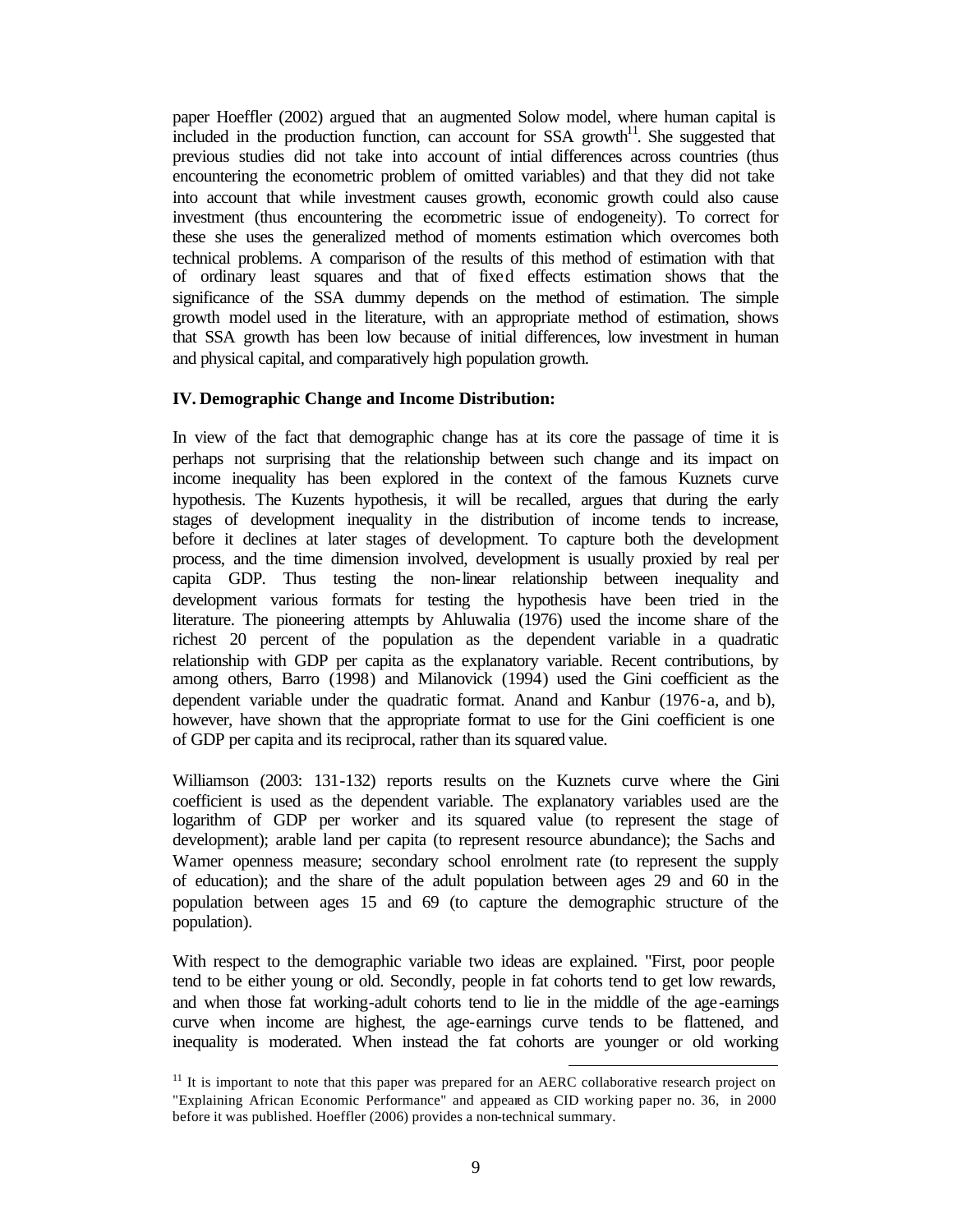paper Hoeffler (2002) argued that an augmented Solow model, where human capital is included in the production function, can account for SSA growth[11]. She suggested that previous studies did not take into account of intial differences across countries (thus encountering the econometric problem of omitted variables) and that they did not take into account that while investment causes growth, economic growth could also cause investment (thus encountering the econometric issue of endogeneity). To correct for these she uses the generalized method of moments estimation which overcomes both technical problems. A comparison of the results of this method of estimation with that of ordinary least squares and that of fixed effects estimation shows that the significance of the SSA dummy depends on the method of estimation. The simple growth model used in the literature, with an appropriate method of estimation, shows that SSA growth has been low because of initial differences, low investment in human and physical capital, and comparatively high population growth.

### IV. Demographic Change and Income Distribution:

In view of the fact that demographic change has at its core the passage of time it is perhaps not surprising that the relationship between such change and its impact on income inequality has been explored in the context of the famous Kuznets curve hypothesis. The Kuzents hypothesis, it will be recalled, argues that during the early stages of development inequality in the distribution of income tends to increase, before it declines at later stages of development. To capture both the development process, and the time dimension involved, development is usually proxied by real per capita GDP. Thus testing the non-linear relationship between inequality and development various formats for testing the hypothesis have been tried in the literature. The pioneering attempts by Ahluwalia (1976) used the income share of the richest 20 percent of the population as the dependent variable in a quadratic relationship with GDP per capita as the explanatory variable. Recent contributions, by among others, Barro (1998) and Milanovick (1994) used the Gini coefficient as the dependent variable under the quadratic format. Anand and Kanbur (1976-a, and b), however, have shown that the appropriate format to use for the Gini coefficient is one of GDP per capita and its reciprocal, rather than its squared value.

Williamson (2003: 131-132) reports results on the Kuznets curve where the Gini coefficient is used as the dependent variable. The explanatory variables used are the logarithm of GDP per worker and its squared value (to represent the stage of development); arable land per capita (to represent resource abundance); the Sachs and Warner openness measure; secondary school enrolment rate (to represent the supply of education); and the share of the adult population between ages 29 and 60 in the population between ages 15 and 69 (to capture the demographic structure of the population).

With respect to the demographic variable two ideas are explained. "First, poor people tend to be either young or old. Secondly, people in fat cohorts tend to get low rewards, and when those fat working-adult cohorts tend to lie in the middle of the age-earnings curve when income are highest, the age-earnings curve tends to be flattened, and inequality is moderated. When instead the fat cohorts are younger or old working

[11] It is important to note that this paper was prepared for an AERC collaborative research project on "Explaining African Economic Performance" and appeared as CID working paper no. 36, in 2000 before it was published. Hoeffler (2006) provides a non-technical summary.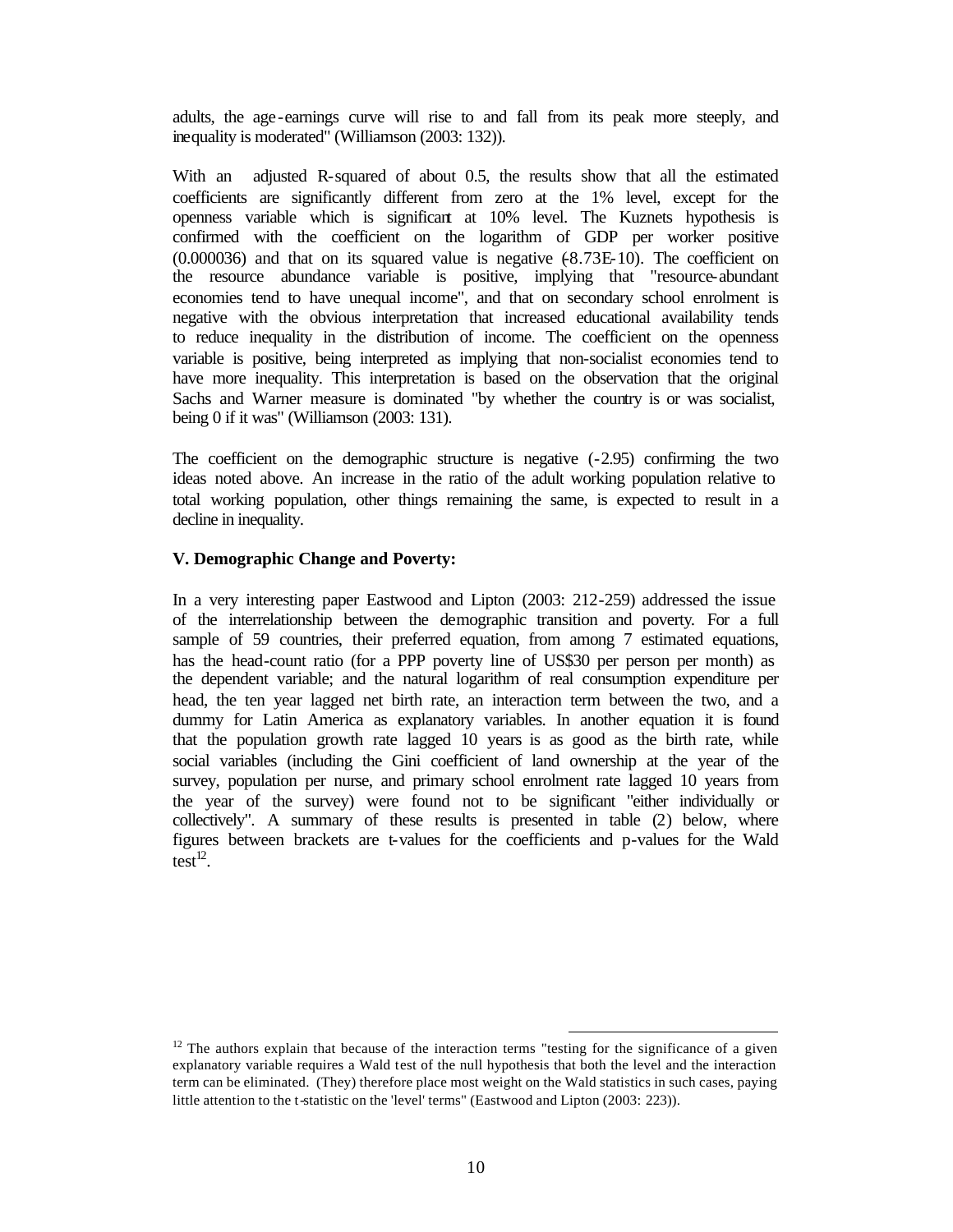adults, the age-earnings curve will rise to and fall from its peak more steeply, and inequality is moderated" (Williamson (2003: 132)).

With an adjusted R-squared of about 0.5, the results show that all the estimated coefficients are significantly different from zero at the 1% level, except for the openness variable which is significant at 10% level. The Kuznets hypothesis is confirmed with the coefficient on the logarithm of GDP per worker positive (0.000036) and that on its squared value is negative (-8.73E-10). The coefficient on the resource abundance variable is positive, implying that "resource-abundant economies tend to have unequal income", and that on secondary school enrolment is negative with the obvious interpretation that increased educational availability tends to reduce inequality in the distribution of income. The coefficient on the openness variable is positive, being interpreted as implying that non-socialist economies tend to have more inequality. This interpretation is based on the observation that the original Sachs and Warner measure is dominated "by whether the country is or was socialist, being 0 if it was" (Williamson (2003: 131).

The coefficient on the demographic structure is negative (-2.95) confirming the two ideas noted above. An increase in the ratio of the adult working population relative to total working population, other things remaining the same, is expected to result in a decline in inequality.

### V. Demographic Change and Poverty:

In a very interesting paper Eastwood and Lipton (2003: 212-259) addressed the issue of the interrelationship between the demographic transition and poverty. For a full sample of 59 countries, their preferred equation, from among 7 estimated equations, has the head-count ratio (for a PPP poverty line of US$30 per person per month) as the dependent variable; and the natural logarithm of real consumption expenditure per head, the ten year lagged net birth rate, an interaction term between the two, and a dummy for Latin America as explanatory variables. In another equation it is found that the population growth rate lagged 10 years is as good as the birth rate, while social variables (including the Gini coefficient of land ownership at the year of the survey, population per nurse, and primary school enrolment rate lagged 10 years from the year of the survey) were found not to be significant "either individually or collectively". A summary of these results is presented in table (2) below, where figures between brackets are t-values for the coefficients and p-values for the Wald test[12].

[12] The authors explain that because of the interaction terms "testing for the significance of a given explanatory variable requires a Wald test of the null hypothesis that both the level and the interaction term can be eliminated. (They) therefore place most weight on the Wald statistics in such cases, paying little attention to the t-statistic on the 'level' terms" (Eastwood and Lipton (2003: 223)).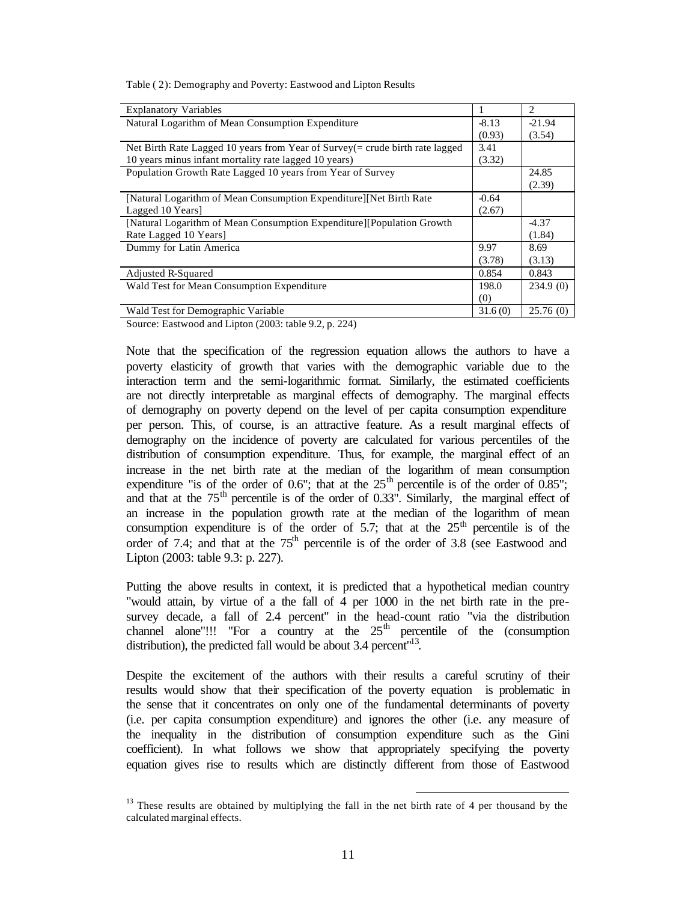Table ( 2): Demography and Poverty: Eastwood and Lipton Results

| Explanatory Variables | 1 | 2 |
|---|---|---|
| Natural Logarithm of Mean Consumption Expenditure | -8.13<br>(0.93) | -21.94<br>(3.54) |
| Net Birth Rate Lagged 10 years from Year of Survey(= crude birth rate lagged 10 years minus infant mortality rate lagged 10 years) | 3.41<br>(3.32) | |
| Population Growth Rate Lagged 10 years from Year of Survey | | 24.85<br>(2.39) |
| [Natural Logarithm of Mean Consumption Expenditure][Net Birth Rate Lagged 10 Years] | -0.64<br>(2.67) | |
| [Natural Logarithm of Mean Consumption Expenditure][Population Growth Rate Lagged 10 Years] | | -4.37<br>(1.84) |
| Dummy for Latin America | 9.97<br>(3.78) | 8.69<br>(3.13) |
| Adjusted R-Squared | 0.854 | 0.843 |
| Wald Test for Mean Consumption Expenditure | 198.0<br>(0) | 234.9 (0) |
| Wald Test for Demographic Variable | 31.6 (0) | 25.76 (0) |

Source: Eastwood and Lipton (2003: table 9.2, p. 224)

Note that the specification of the regression equation allows the authors to have a poverty elasticity of growth that varies with the demographic variable due to the interaction term and the semi-logarithmic format. Similarly, the estimated coefficients are not directly interpretable as marginal effects of demography. The marginal effects of demography on poverty depend on the level of per capita consumption expenditure per person. This, of course, is an attractive feature. As a result marginal effects of demography on the incidence of poverty are calculated for various percentiles of the distribution of consumption expenditure. Thus, for example, the marginal effect of an increase in the net birth rate at the median of the logarithm of mean consumption expenditure "is of the order of 0.6"; that at the 25[th] percentile is of the order of 0.85"; and that at the 75[th] percentile is of the order of 0.33". Similarly, the marginal effect of an increase in the population growth rate at the median of the logarithm of mean consumption expenditure is of the order of 5.7; that at the 25[th] percentile is of the order of 7.4; and that at the 75[th] percentile is of the order of 3.8 (see Eastwood and Lipton (2003: table 9.3: p. 227).

Putting the above results in context, it is predicted that a hypothetical median country "would attain, by virtue of a the fall of 4 per 1000 in the net birth rate in the pre-survey decade, a fall of 2.4 percent" in the head-count ratio "via the distribution channel alone"!!! "For a country at the 25[th] percentile of the (consumption distribution), the predicted fall would be about 3.4 percent"[13].

Despite the excitement of the authors with their results a careful scrutiny of their results would show that their specification of the poverty equation is problematic in the sense that it concentrates on only one of the fundamental determinants of poverty (i.e. per capita consumption expenditure) and ignores the other (i.e. any measure of the inequality in the distribution of consumption expenditure such as the Gini coefficient). In what follows we show that appropriately specifying the poverty equation gives rise to results which are distinctly different from those of Eastwood

[13] These results are obtained by multiplying the fall in the net birth rate of 4 per thousand by the calculated marginal effects.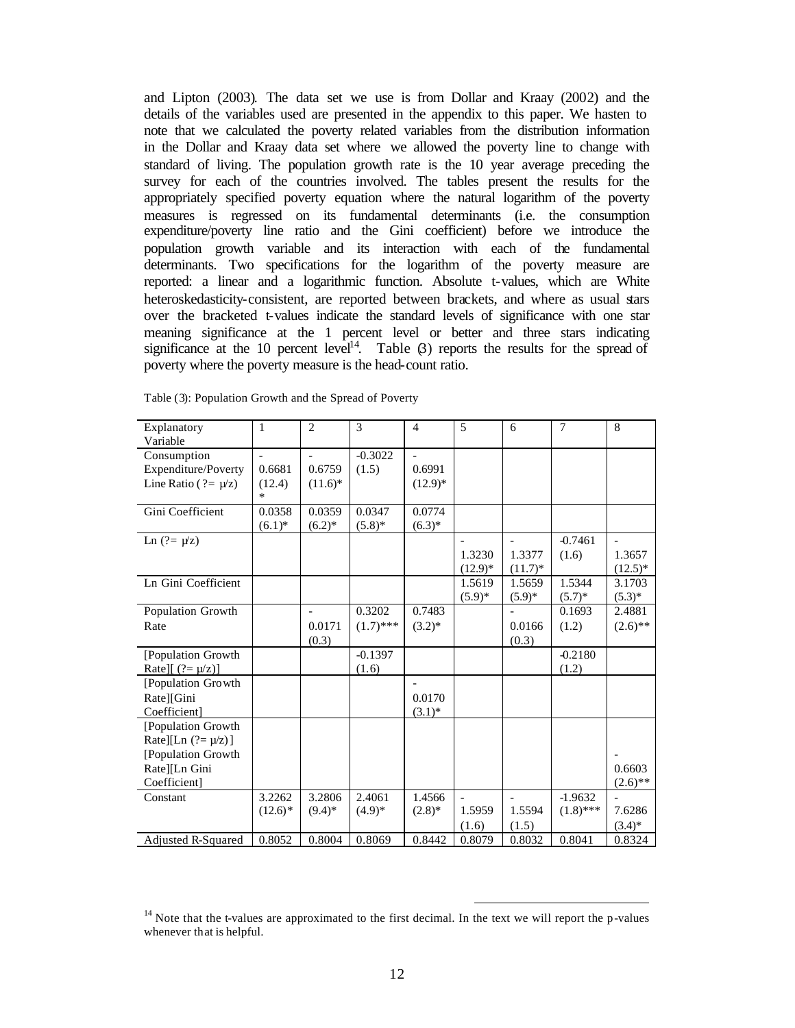and Lipton (2003). The data set we use is from Dollar and Kraay (2002) and the details of the variables used are presented in the appendix to this paper. We hasten to note that we calculated the poverty related variables from the distribution information in the Dollar and Kraay data set where we allowed the poverty line to change with standard of living. The population growth rate is the 10 year average preceding the survey for each of the countries involved. The tables present the results for the appropriately specified poverty equation where the natural logarithm of the poverty measures is regressed on its fundamental determinants (i.e. the consumption expenditure/poverty line ratio and the Gini coefficient) before we introduce the population growth variable and its interaction with each of the fundamental determinants. Two specifications for the logarithm of the poverty measure are reported: a linear and a logarithmic function. Absolute t-values, which are White heteroskedasticity-consistent, are reported between brackets, and where as usual stars over the bracketed t-values indicate the standard levels of significance with one star meaning significance at the 1 percent level or better and three stars indicating significance at the 10 percent level[14]. Table (3) reports the results for the spread of poverty where the poverty measure is the head-count ratio.

Table (3): Population Growth and the Spread of Poverty

| Explanatory Variable | 1 | 2 | 3 | 4 | 5 | 6 | 7 | 8 |
|---|---|---|---|---|---|---|---|---|
| Consumption Expenditure/Poverty Line Ratio (?= μ/z) | -0.6681 (12.4)* | -0.6759 (11.6)* | -0.3022 (1.5) | -0.6991 (12.9)* | | | | |
| Gini Coefficient | 0.0358 (6.1)* | 0.0359 (6.2)* | 0.0347 (5.8)* | 0.0774 (6.3)* | | | | |
| Ln (?= μ/z) | | | | | -1.3230 (12.9)* | -1.3377 (11.7)* | -0.7461 (1.6) | -1.3657 (12.5)* |
| Ln Gini Coefficient | | | | | 1.5619 (5.9)* | 1.5659 (5.9)* | 1.5344 (5.7)* | 3.1703 (5.3)* |
| Population Growth Rate | | -0.0171 (0.3) | 0.3202 (1.7)*** | 0.7483 (3.2)* | | -0.0166 (0.3) | 0.1693 (1.2) | 2.4881 (2.6)** |
| [Population Growth Rate][ (?= μ/z)] | | | -0.1397 (1.6) | | | | -0.2180 (1.2) | |
| [Population Growth Rate][Gini Coefficient] | | | | -0.0170 (3.1)* | | | | |
| [Population Growth Rate][Ln (?= μ/z)] | | | | | | | | |
| [Population Growth Rate][Ln Gini Coefficient] | | | | | | | | -0.6603 (2.6)** |
| Constant | 3.2262 (12.6)* | 3.2806 (9.4)* | 2.4061 (4.9)* | 1.4566 (2.8)* | -1.5959 (1.6) | -1.5594 (1.5) | -1.9632 (1.8)*** | -7.6286 (3.4)* |
| Adjusted R-Squared | 0.8052 | 0.8004 | 0.8069 | 0.8442 | 0.8079 | 0.8032 | 0.8041 | 0.8324 |

[14] Note that the t-values are approximated to the first decimal. In the text we will report the p-values whenever that is helpful.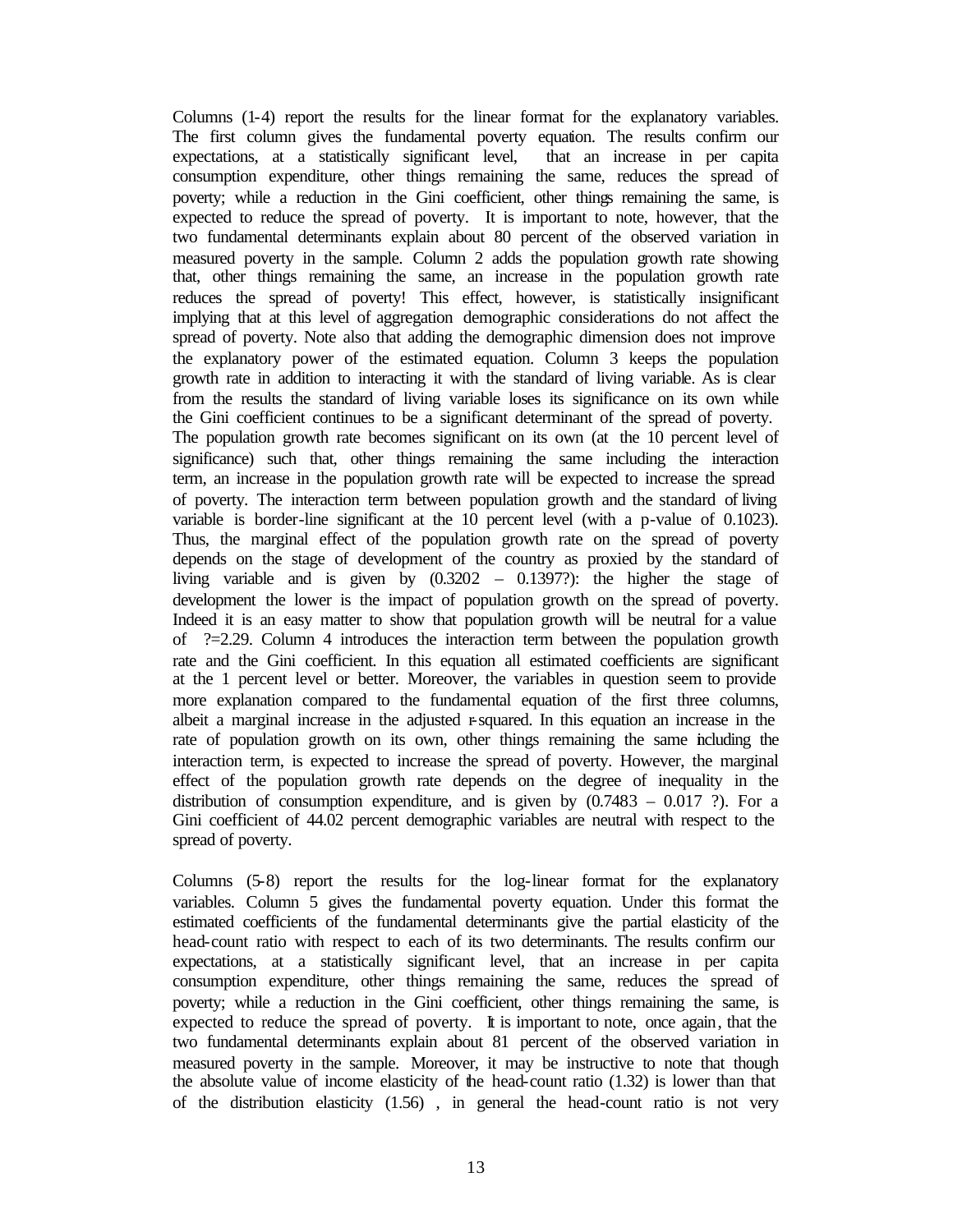Columns (1-4) report the results for the linear format for the explanatory variables. The first column gives the fundamental poverty equation. The results confirm our expectations, at a statistically significant level, that an increase in per capita consumption expenditure, other things remaining the same, reduces the spread of poverty; while a reduction in the Gini coefficient, other things remaining the same, is expected to reduce the spread of poverty. It is important to note, however, that the two fundamental determinants explain about 80 percent of the observed variation in measured poverty in the sample. Column 2 adds the population growth rate showing that, other things remaining the same, an increase in the population growth rate reduces the spread of poverty! This effect, however, is statistically insignificant implying that at this level of aggregation demographic considerations do not affect the spread of poverty. Note also that adding the demographic dimension does not improve the explanatory power of the estimated equation. Column 3 keeps the population growth rate in addition to interacting it with the standard of living variable. As is clear from the results the standard of living variable loses its significance on its own while the Gini coefficient continues to be a significant determinant of the spread of poverty. The population growth rate becomes significant on its own (at the 10 percent level of significance) such that, other things remaining the same including the interaction term, an increase in the population growth rate will be expected to increase the spread of poverty. The interaction term between population growth and the standard of living variable is border-line significant at the 10 percent level (with a p-value of 0.1023). Thus, the marginal effect of the population growth rate on the spread of poverty depends on the stage of development of the country as proxied by the standard of living variable and is given by (0.3202 – 0.1397?): the higher the stage of development the lower is the impact of population growth on the spread of poverty. Indeed it is an easy matter to show that population growth will be neutral for a value of ?=2.29. Column 4 introduces the interaction term between the population growth rate and the Gini coefficient. In this equation all estimated coefficients are significant at the 1 percent level or better. Moreover, the variables in question seem to provide more explanation compared to the fundamental equation of the first three columns, albeit a marginal increase in the adjusted r-squared. In this equation an increase in the rate of population growth on its own, other things remaining the same including the interaction term, is expected to increase the spread of poverty. However, the marginal effect of the population growth rate depends on the degree of inequality in the distribution of consumption expenditure, and is given by (0.7483 – 0.017 ?). For a Gini coefficient of 44.02 percent demographic variables are neutral with respect to the spread of poverty.

Columns (5-8) report the results for the log-linear format for the explanatory variables. Column 5 gives the fundamental poverty equation. Under this format the estimated coefficients of the fundamental determinants give the partial elasticity of the head-count ratio with respect to each of its two determinants. The results confirm our expectations, at a statistically significant level, that an increase in per capita consumption expenditure, other things remaining the same, reduces the spread of poverty; while a reduction in the Gini coefficient, other things remaining the same, is expected to reduce the spread of poverty. It is important to note, once again, that the two fundamental determinants explain about 81 percent of the observed variation in measured poverty in the sample. Moreover, it may be instructive to note that though the absolute value of income elasticity of the head-count ratio (1.32) is lower than that of the distribution elasticity (1.56) , in general the head-count ratio is not very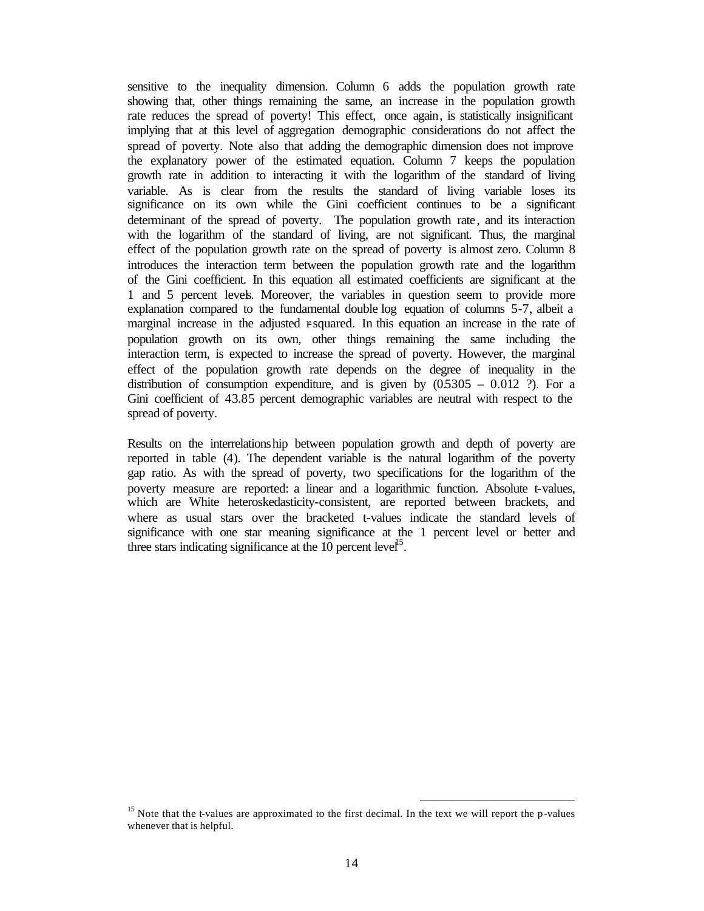sensitive to the inequality dimension. Column 6 adds the population growth rate showing that, other things remaining the same, an increase in the population growth rate reduces the spread of poverty! This effect, once again, is statistically insignificant implying that at this level of aggregation demographic considerations do not affect the spread of poverty. Note also that adding the demographic dimension does not improve the explanatory power of the estimated equation. Column 7 keeps the population growth rate in addition to interacting it with the logarithm of the standard of living variable. As is clear from the results the standard of living variable loses its significance on its own while the Gini coefficient continues to be a significant determinant of the spread of poverty. The population growth rate, and its interaction with the logarithm of the standard of living, are not significant. Thus, the marginal effect of the population growth rate on the spread of poverty is almost zero. Column 8 introduces the interaction term between the population growth rate and the logarithm of the Gini coefficient. In this equation all estimated coefficients are significant at the 1 and 5 percent levels. Moreover, the variables in question seem to provide more explanation compared to the fundamental double log equation of columns 5-7, albeit a marginal increase in the adjusted r-squared. In this equation an increase in the rate of population growth on its own, other things remaining the same including the interaction term, is expected to increase the spread of poverty. However, the marginal effect of the population growth rate depends on the degree of inequality in the distribution of consumption expenditure, and is given by (0.5305 – 0.012 ?). For a Gini coefficient of 43.85 percent demographic variables are neutral with respect to the spread of poverty.

Results on the interrelationship between population growth and depth of poverty are reported in table (4). The dependent variable is the natural logarithm of the poverty gap ratio. As with the spread of poverty, two specifications for the logarithm of the poverty measure are reported: a linear and a logarithmic function. Absolute t-values, which are White heteroskedasticity-consistent, are reported between brackets, and where as usual stars over the bracketed t-values indicate the standard levels of significance with one star meaning significance at the 1 percent level or better and three stars indicating significance at the 10 percent level[15].

[15] Note that the t-values are approximated to the first decimal. In the text we will report the p-values whenever that is helpful.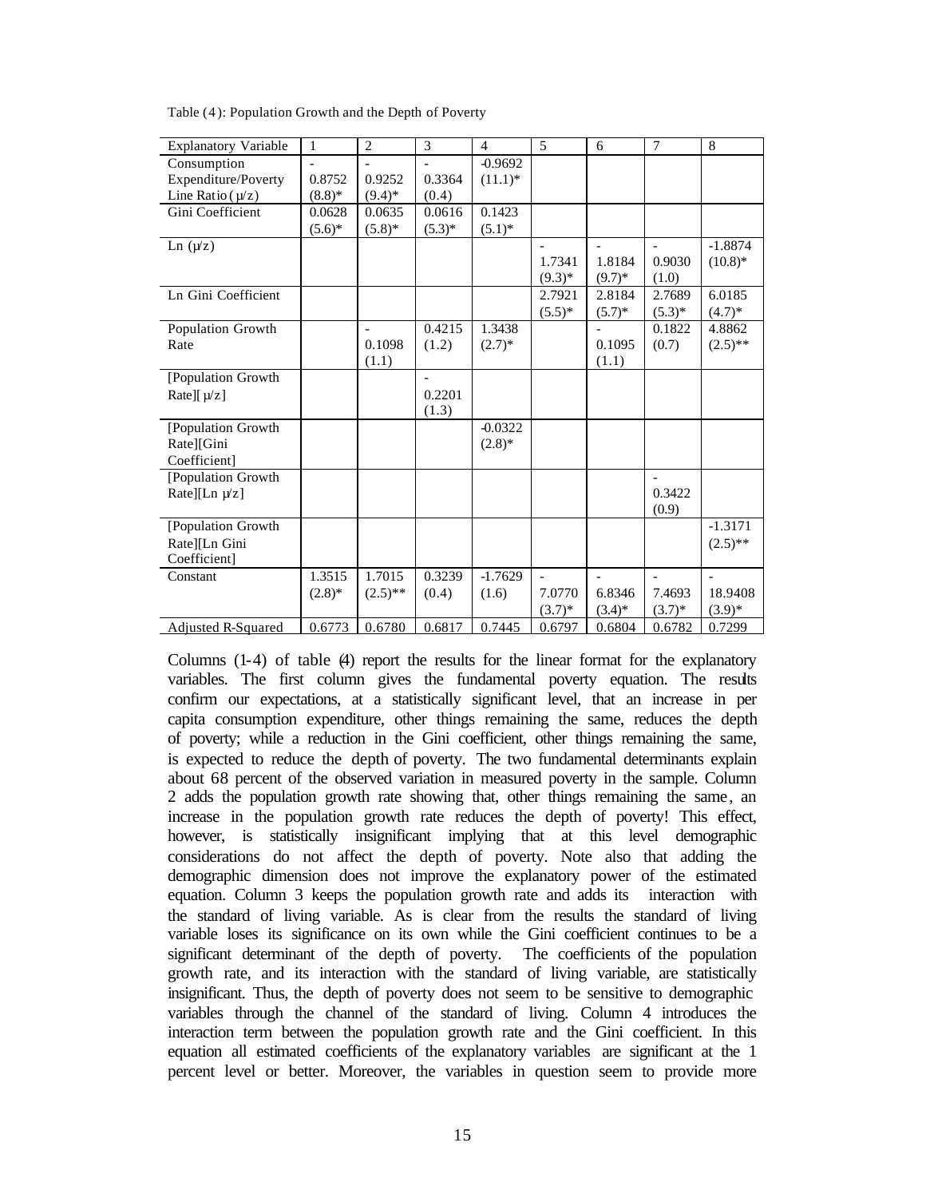Table (4): Population Growth and the Depth of Poverty

| Explanatory Variable | 1 | 2 | 3 | 4 | 5 | 6 | 7 | 8 |
|---|---|---|---|---|---|---|---|---|
| Consumption Expenditure/Poverty Line Ratio ($\mu/z$) | -0.8752 (8.8)* | -0.9252 (9.4)* | -0.3364 (0.4) | -0.9692 (11.1)* | | | | |
| Gini Coefficient | 0.0628 (5.6)* | 0.0635 (5.8)* | 0.0616 (5.3)* | 0.1423 (5.1)* | | | | |
| Ln ($\mu/z$) | | | | | -1.7341 (9.3)* | -1.8184 (9.7)* | -0.9030 (1.0) | -1.8874 (10.8)* |
| Ln Gini Coefficient | | | | | 2.7921 (5.5)* | 2.8184 (5.7)* | 2.7689 (5.3)* | 6.0185 (4.7)* |
| Population Growth Rate | | -0.1098 (1.1) | 0.4215 (1.2) | 1.3438 (2.7)* | | -0.1095 (1.1) | 0.1822 (0.7) | 4.8862 (2.5)** |
| [Population Growth Rate][ $\mu/z$] | | | -0.2201 (1.3) | | | | | |
| [Population Growth Rate][Gini Coefficient] | | | | -0.0322 (2.8)* | | | | |
| [Population Growth Rate][Ln $\mu/z$] | | | | | | | -0.3422 (0.9) | |
| [Population Growth Rate][Ln Gini Coefficient] | | | | | | | | -1.3171 (2.5)** |
| Constant | 1.3515 (2.8)* | 1.7015 (2.5)** | 0.3239 (0.4) | -1.7629 (1.6) | -7.0770 (3.7)* | -6.8346 (3.4)* | -7.4693 (3.7)* | -18.9408 (3.9)* |
| Adjusted R-Squared | 0.6773 | 0.6780 | 0.6817 | 0.7445 | 0.6797 | 0.6804 | 0.6782 | 0.7299 |

Columns (1-4) of table (4) report the results for the linear format for the explanatory variables. The first column gives the fundamental poverty equation. The results confirm our expectations, at a statistically significant level, that an increase in per capita consumption expenditure, other things remaining the same, reduces the depth of poverty; while a reduction in the Gini coefficient, other things remaining the same, is expected to reduce the depth of poverty. The two fundamental determinants explain about 68 percent of the observed variation in measured poverty in the sample. Column 2 adds the population growth rate showing that, other things remaining the same, an increase in the population growth rate reduces the depth of poverty! This effect, however, is statistically insignificant implying that at this level demographic considerations do not affect the depth of poverty. Note also that adding the demographic dimension does not improve the explanatory power of the estimated equation. Column 3 keeps the population growth rate and adds its interaction with the standard of living variable. As is clear from the results the standard of living variable loses its significance on its own while the Gini coefficient continues to be a significant determinant of the depth of poverty. The coefficients of the population growth rate, and its interaction with the standard of living variable, are statistically insignificant. Thus, the depth of poverty does not seem to be sensitive to demographic variables through the channel of the standard of living. Column 4 introduces the interaction term between the population growth rate and the Gini coefficient. In this equation all estimated coefficients of the explanatory variables are significant at the 1 percent level or better. Moreover, the variables in question seem to provide more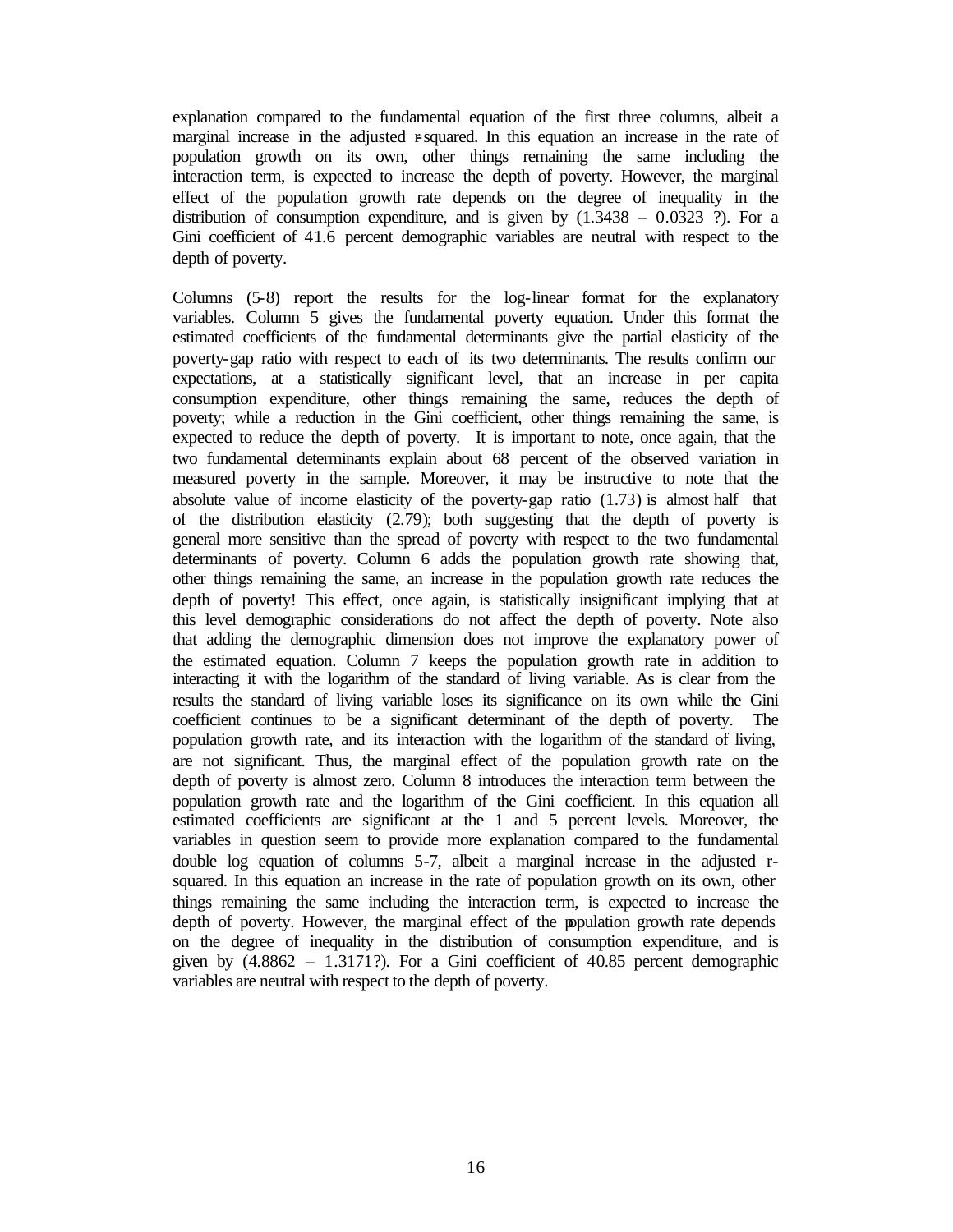explanation compared to the fundamental equation of the first three columns, albeit a marginal increase in the adjusted r-squared. In this equation an increase in the rate of population growth on its own, other things remaining the same including the interaction term, is expected to increase the depth of poverty. However, the marginal effect of the population growth rate depends on the degree of inequality in the distribution of consumption expenditure, and is given by (1.3438 – 0.0323 ?). For a Gini coefficient of 41.6 percent demographic variables are neutral with respect to the depth of poverty.

Columns (5-8) report the results for the log-linear format for the explanatory variables. Column 5 gives the fundamental poverty equation. Under this format the estimated coefficients of the fundamental determinants give the partial elasticity of the poverty-gap ratio with respect to each of its two determinants. The results confirm our expectations, at a statistically significant level, that an increase in per capita consumption expenditure, other things remaining the same, reduces the depth of poverty; while a reduction in the Gini coefficient, other things remaining the same, is expected to reduce the depth of poverty. It is important to note, once again, that the two fundamental determinants explain about 68 percent of the observed variation in measured poverty in the sample. Moreover, it may be instructive to note that the absolute value of income elasticity of the poverty-gap ratio (1.73) is almost half that of the distribution elasticity (2.79); both suggesting that the depth of poverty is general more sensitive than the spread of poverty with respect to the two fundamental determinants of poverty. Column 6 adds the population growth rate showing that, other things remaining the same, an increase in the population growth rate reduces the depth of poverty! This effect, once again, is statistically insignificant implying that at this level demographic considerations do not affect the depth of poverty. Note also that adding the demographic dimension does not improve the explanatory power of the estimated equation. Column 7 keeps the population growth rate in addition to interacting it with the logarithm of the standard of living variable. As is clear from the results the standard of living variable loses its significance on its own while the Gini coefficient continues to be a significant determinant of the depth of poverty. The population growth rate, and its interaction with the logarithm of the standard of living, are not significant. Thus, the marginal effect of the population growth rate on the depth of poverty is almost zero. Column 8 introduces the interaction term between the population growth rate and the logarithm of the Gini coefficient. In this equation all estimated coefficients are significant at the 1 and 5 percent levels. Moreover, the variables in question seem to provide more explanation compared to the fundamental double log equation of columns 5-7, albeit a marginal increase in the adjusted r-squared. In this equation an increase in the rate of population growth on its own, other things remaining the same including the interaction term, is expected to increase the depth of poverty. However, the marginal effect of the population growth rate depends on the degree of inequality in the distribution of consumption expenditure, and is given by (4.8862 – 1.3171?). For a Gini coefficient of 40.85 percent demographic variables are neutral with respect to the depth of poverty.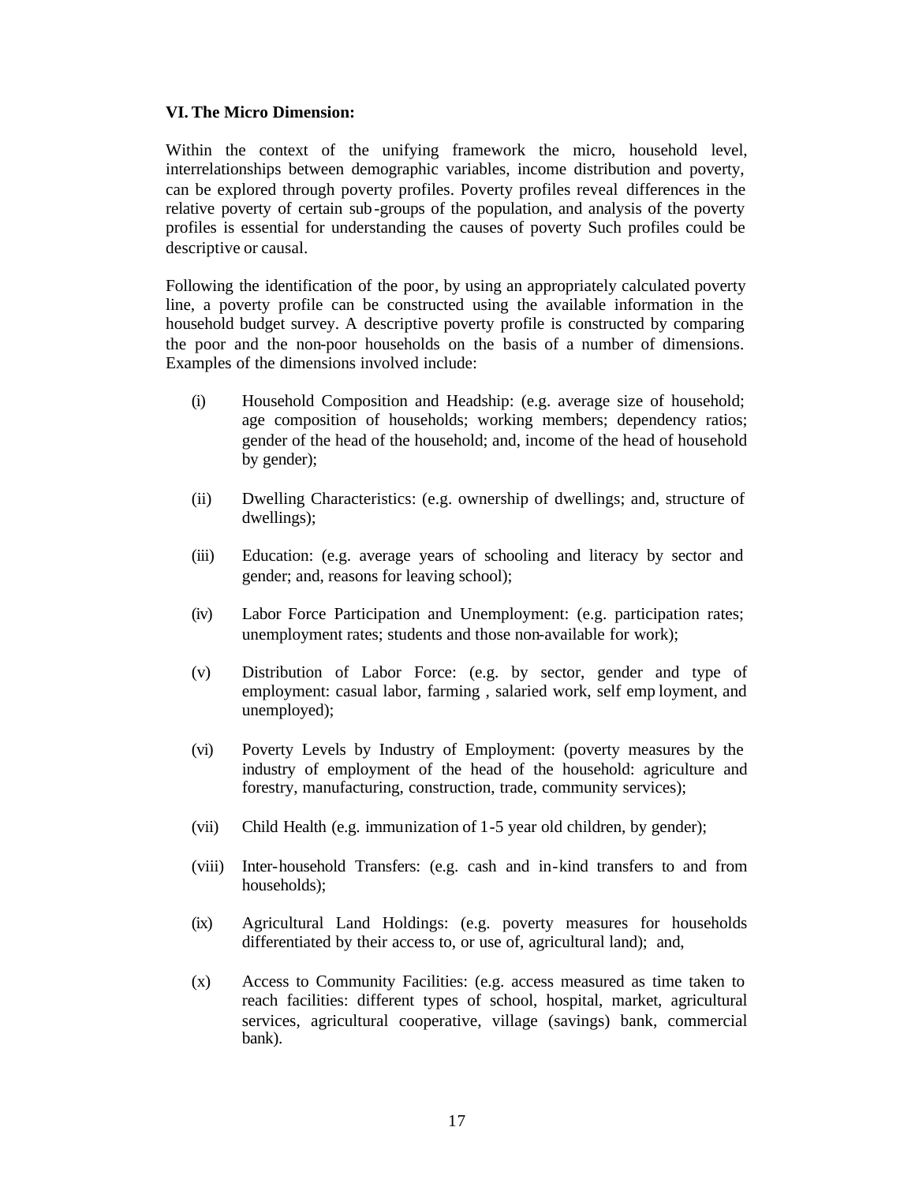### VI. The Micro Dimension:

Within the context of the unifying framework the micro, household level, interrelationships between demographic variables, income distribution and poverty, can be explored through poverty profiles. Poverty profiles reveal differences in the relative poverty of certain sub-groups of the population, and analysis of the poverty profiles is essential for understanding the causes of poverty Such profiles could be descriptive or causal.

Following the identification of the poor, by using an appropriately calculated poverty line, a poverty profile can be constructed using the available information in the household budget survey. A descriptive poverty profile is constructed by comparing the poor and the non-poor households on the basis of a number of dimensions. Examples of the dimensions involved include:

(i) Household Composition and Headship: (e.g. average size of household; age composition of households; working members; dependency ratios; gender of the head of the household; and, income of the head of household by gender);

(ii) Dwelling Characteristics: (e.g. ownership of dwellings; and, structure of dwellings);

(iii) Education: (e.g. average years of schooling and literacy by sector and gender; and, reasons for leaving school);

(iv) Labor Force Participation and Unemployment: (e.g. participation rates; unemployment rates; students and those non-available for work);

(v) Distribution of Labor Force: (e.g. by sector, gender and type of employment: casual labor, farming , salaried work, self employment, and unemployed);

(vi) Poverty Levels by Industry of Employment: (poverty measures by the industry of employment of the head of the household: agriculture and forestry, manufacturing, construction, trade, community services);

(vii) Child Health (e.g. immunization of 1-5 year old children, by gender);

(viii) Inter-household Transfers: (e.g. cash and in-kind transfers to and from households);

(ix) Agricultural Land Holdings: (e.g. poverty measures for households differentiated by their access to, or use of, agricultural land); and,

(x) Access to Community Facilities: (e.g. access measured as time taken to reach facilities: different types of school, hospital, market, agricultural services, agricultural cooperative, village (savings) bank, commercial bank).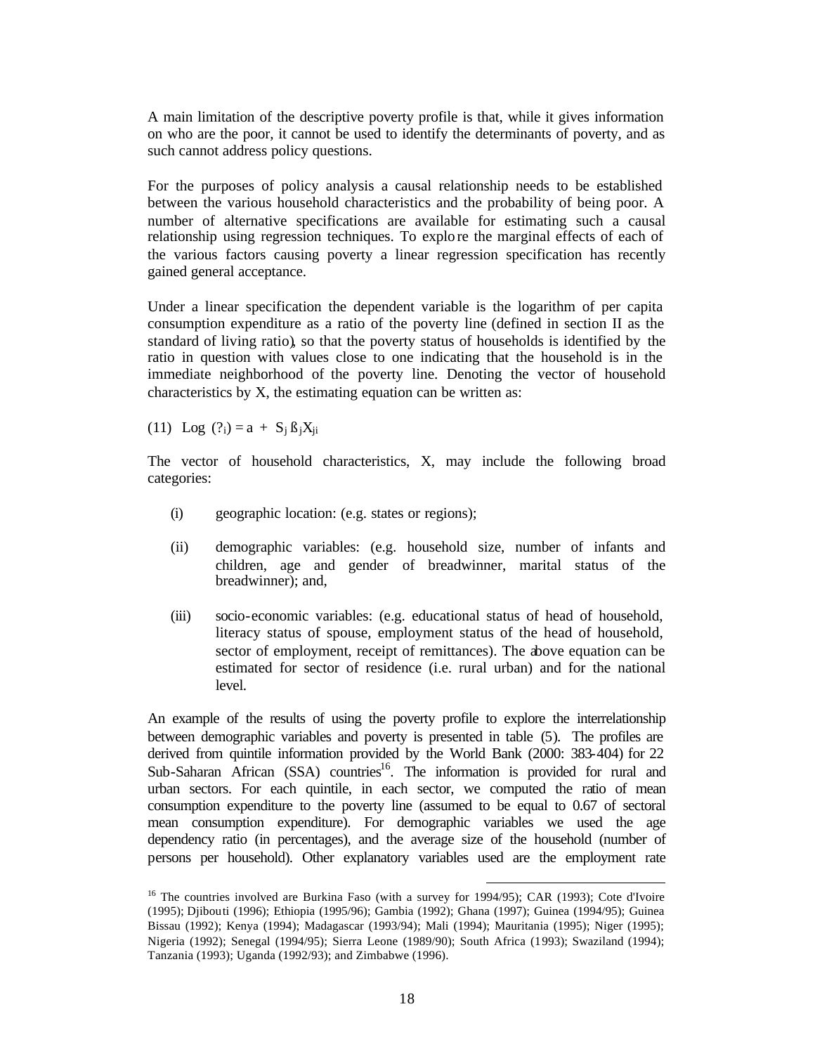A main limitation of the descriptive poverty profile is that, while it gives information on who are the poor, it cannot be used to identify the determinants of poverty, and as such cannot address policy questions.

For the purposes of policy analysis a causal relationship needs to be established between the various household characteristics and the probability of being poor. A number of alternative specifications are available for estimating such a causal relationship using regression techniques. To explore the marginal effects of each of the various factors causing poverty a linear regression specification has recently gained general acceptance.

Under a linear specification the dependent variable is the logarithm of per capita consumption expenditure as a ratio of the poverty line (defined in section II as the standard of living ratio), so that the poverty status of households is identified by the ratio in question with values close to one indicating that the household is in the immediate neighborhood of the poverty line. Denoting the vector of household characteristics by X, the estimating equation can be written as:

$$(11) \quad \text{Log } (?_i) = a + S_j ß_j X_{ji}$$

The vector of household characteristics, X, may include the following broad categories:

(i) geographic location: (e.g. states or regions);

(ii) demographic variables: (e.g. household size, number of infants and children, age and gender of breadwinner, marital status of the breadwinner); and,

(iii) socio-economic variables: (e.g. educational status of head of household, literacy status of spouse, employment status of the head of household, sector of employment, receipt of remittances). The above equation can be estimated for sector of residence (i.e. rural urban) and for the national level.

An example of the results of using the poverty profile to explore the interrelationship between demographic variables and poverty is presented in table (5). The profiles are derived from quintile information provided by the World Bank (2000: 383-404) for 22 Sub-Saharan African (SSA) countries[16]. The information is provided for rural and urban sectors. For each quintile, in each sector, we computed the ratio of mean consumption expenditure to the poverty line (assumed to be equal to 0.67 of sectoral mean consumption expenditure). For demographic variables we used the age dependency ratio (in percentages), and the average size of the household (number of persons per household). Other explanatory variables used are the employment rate

[16] The countries involved are Burkina Faso (with a survey for 1994/95); CAR (1993); Cote d'Ivoire (1995); Djibouti (1996); Ethiopia (1995/96); Gambia (1992); Ghana (1997); Guinea (1994/95); Guinea Bissau (1992); Kenya (1994); Madagascar (1993/94); Mali (1994); Mauritania (1995); Niger (1995); Nigeria (1992); Senegal (1994/95); Sierra Leone (1989/90); South Africa (1993); Swaziland (1994); Tanzania (1993); Uganda (1992/93); and Zimbabwe (1996).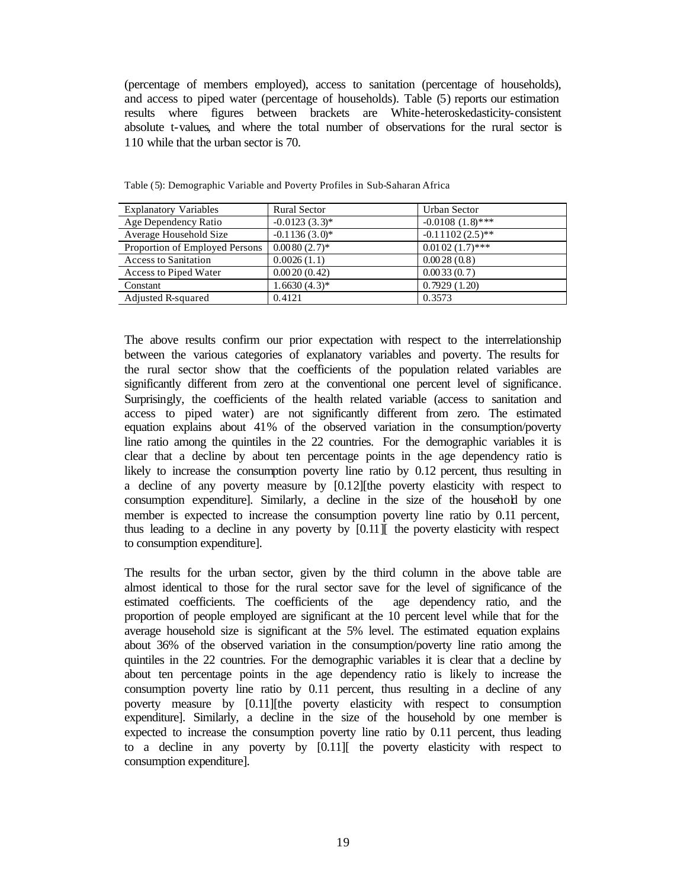(percentage of members employed), access to sanitation (percentage of households), and access to piped water (percentage of households). Table (5) reports our estimation results where figures between brackets are White-heteroskedasticity-consistent absolute t-values, and where the total number of observations for the rural sector is 110 while that the urban sector is 70.

Table (5): Demographic Variable and Poverty Profiles in Sub-Saharan Africa

| Explanatory Variables | Rural Sector | Urban Sector |
|---|---|---|
| Age Dependency Ratio | -0.0123 (3.3)* | -0.0108 (1.8)*** |
| Average Household Size | -0.1136 (3.0)* | -0.11102 (2.5)** |
| Proportion of Employed Persons | 0.0080 (2.7)* | 0.0102 (1.7)*** |
| Access to Sanitation | 0.0026 (1.1) | 0.0028 (0.8) |
| Access to Piped Water | 0.0020 (0.42) | 0.0033 (0.7) |
| Constant | 1.6630 (4.3)* | 0.7929 (1.20) |
| Adjusted R-squared | 0.4121 | 0.3573 |

The above results confirm our prior expectation with respect to the interrelationship between the various categories of explanatory variables and poverty. The results for the rural sector show that the coefficients of the population related variables are significantly different from zero at the conventional one percent level of significance. Surprisingly, the coefficients of the health related variable (access to sanitation and access to piped water) are not significantly different from zero. The estimated equation explains about 41% of the observed variation in the consumption/poverty line ratio among the quintiles in the 22 countries. For the demographic variables it is clear that a decline by about ten percentage points in the age dependency ratio is likely to increase the consumption poverty line ratio by 0.12 percent, thus resulting in a decline of any poverty measure by [0.12][the poverty elasticity with respect to consumption expenditure]. Similarly, a decline in the size of the household by one member is expected to increase the consumption poverty line ratio by 0.11 percent, thus leading to a decline in any poverty by [0.11][ the poverty elasticity with respect to consumption expenditure].

The results for the urban sector, given by the third column in the above table are almost identical to those for the rural sector save for the level of significance of the estimated coefficients. The coefficients of the age dependency ratio, and the proportion of people employed are significant at the 10 percent level while that for the average household size is significant at the 5% level. The estimated equation explains about 36% of the observed variation in the consumption/poverty line ratio among the quintiles in the 22 countries. For the demographic variables it is clear that a decline by about ten percentage points in the age dependency ratio is likely to increase the consumption poverty line ratio by 0.11 percent, thus resulting in a decline of any poverty measure by [0.11][the poverty elasticity with respect to consumption expenditure]. Similarly, a decline in the size of the household by one member is expected to increase the consumption poverty line ratio by 0.11 percent, thus leading to a decline in any poverty by [0.11][ the poverty elasticity with respect to consumption expenditure].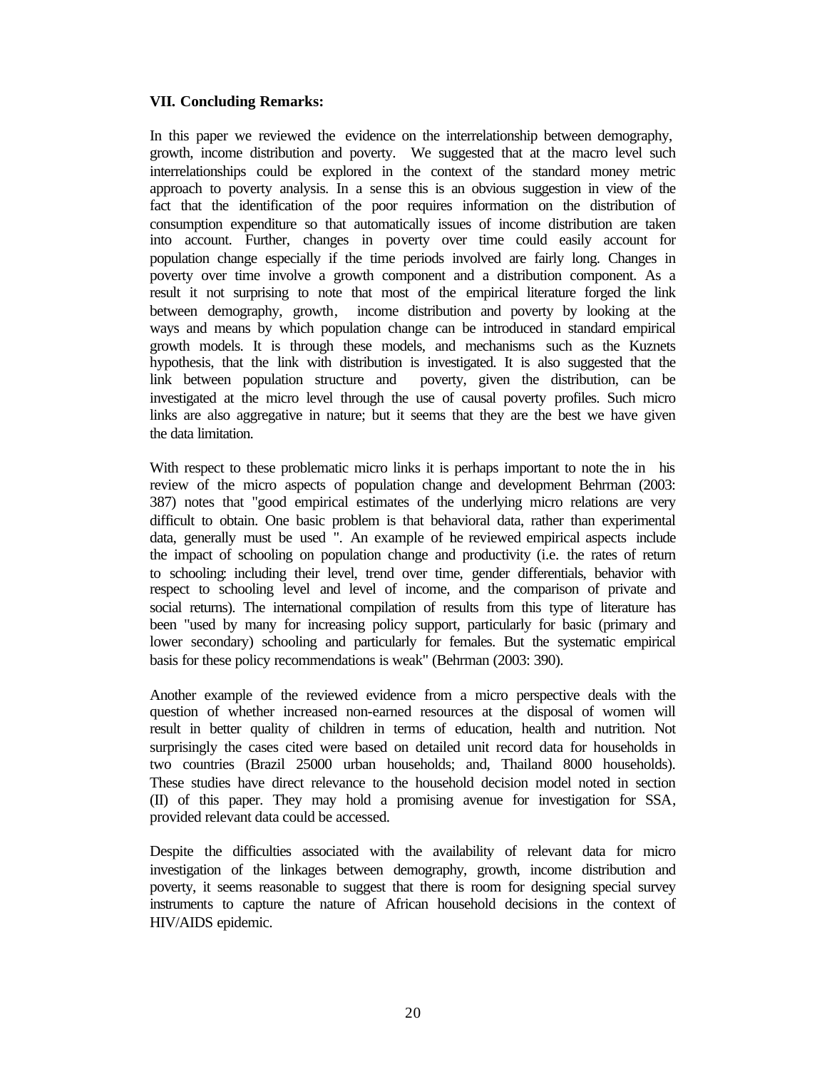**VII. Concluding Remarks:**

In this paper we reviewed the evidence on the interrelationship between demography, growth, income distribution and poverty. We suggested that at the macro level such interrelationships could be explored in the context of the standard money metric approach to poverty analysis. In a sense this is an obvious suggestion in view of the fact that the identification of the poor requires information on the distribution of consumption expenditure so that automatically issues of income distribution are taken into account. Further, changes in poverty over time could easily account for population change especially if the time periods involved are fairly long. Changes in poverty over time involve a growth component and a distribution component. As a result it not surprising to note that most of the empirical literature forged the link between demography, growth, income distribution and poverty by looking at the ways and means by which population change can be introduced in standard empirical growth models. It is through these models, and mechanisms such as the Kuznets hypothesis, that the link with distribution is investigated. It is also suggested that the link between population structure and poverty, given the distribution, can be investigated at the micro level through the use of causal poverty profiles. Such micro links are also aggregative in nature; but it seems that they are the best we have given the data limitation.

With respect to these problematic micro links it is perhaps important to note the in his review of the micro aspects of population change and development Behrman (2003: 387) notes that "good empirical estimates of the underlying micro relations are very difficult to obtain. One basic problem is that behavioral data, rather than experimental data, generally must be used ". An example of the reviewed empirical aspects include the impact of schooling on population change and productivity (i.e. the rates of return to schooling: including their level, trend over time, gender differentials, behavior with respect to schooling level and level of income, and the comparison of private and social returns). The international compilation of results from this type of literature has been "used by many for increasing policy support, particularly for basic (primary and lower secondary) schooling and particularly for females. But the systematic empirical basis for these policy recommendations is weak" (Behrman (2003: 390).

Another example of the reviewed evidence from a micro perspective deals with the question of whether increased non-earned resources at the disposal of women will result in better quality of children in terms of education, health and nutrition. Not surprisingly the cases cited were based on detailed unit record data for households in two countries (Brazil 25000 urban households; and, Thailand 8000 households). These studies have direct relevance to the household decision model noted in section (II) of this paper. They may hold a promising avenue for investigation for SSA, provided relevant data could be accessed.

Despite the difficulties associated with the availability of relevant data for micro investigation of the linkages between demography, growth, income distribution and poverty, it seems reasonable to suggest that there is room for designing special survey instruments to capture the nature of African household decisions in the context of HIV/AIDS epidemic.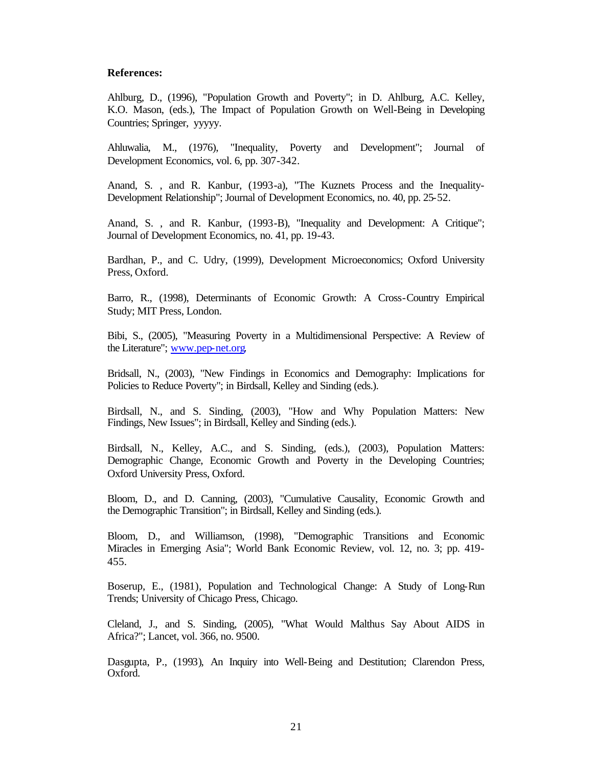**References:**

Ahlburg, D., (1996), "Population Growth and Poverty"; in D. Ahlburg, A.C. Kelley, K.O. Mason, (eds.), The Impact of Population Growth on Well-Being in Developing Countries; Springer, yyyyy.

Ahluwalia, M., (1976), "Inequality, Poverty and Development"; Journal of Development Economics, vol. 6, pp. 307-342.

Anand, S. , and R. Kanbur, (1993-a), "The Kuznets Process and the Inequality-Development Relationship"; Journal of Development Economics, no. 40, pp. 25-52.

Anand, S. , and R. Kanbur, (1993-B), "Inequality and Development: A Critique"; Journal of Development Economics, no. 41, pp. 19-43.

Bardhan, P., and C. Udry, (1999), Development Microeconomics; Oxford University Press, Oxford.

Barro, R., (1998), Determinants of Economic Growth: A Cross-Country Empirical Study; MIT Press, London.

Bibi, S., (2005), "Measuring Poverty in a Multidimensional Perspective: A Review of the Literature"; www.pep-net.org.

Bridsall, N., (2003), "New Findings in Economics and Demography: Implications for Policies to Reduce Poverty"; in Birdsall, Kelley and Sinding (eds.).

Birdsall, N., and S. Sinding, (2003), "How and Why Population Matters: New Findings, New Issues"; in Birdsall, Kelley and Sinding (eds.).

Birdsall, N., Kelley, A.C., and S. Sinding, (eds.), (2003), Population Matters: Demographic Change, Economic Growth and Poverty in the Developing Countries; Oxford University Press, Oxford.

Bloom, D., and D. Canning, (2003), "Cumulative Causality, Economic Growth and the Demographic Transition"; in Birdsall, Kelley and Sinding (eds.).

Bloom, D., and Williamson, (1998), "Demographic Transitions and Economic Miracles in Emerging Asia"; World Bank Economic Review, vol. 12, no. 3; pp. 419-455.

Boserup, E., (1981), Population and Technological Change: A Study of Long-Run Trends; University of Chicago Press, Chicago.

Cleland, J., and S. Sinding, (2005), "What Would Malthus Say About AIDS in Africa?"; Lancet, vol. 366, no. 9500.

Dasgupta, P., (1993), An Inquiry into Well-Being and Destitution; Clarendon Press, Oxford.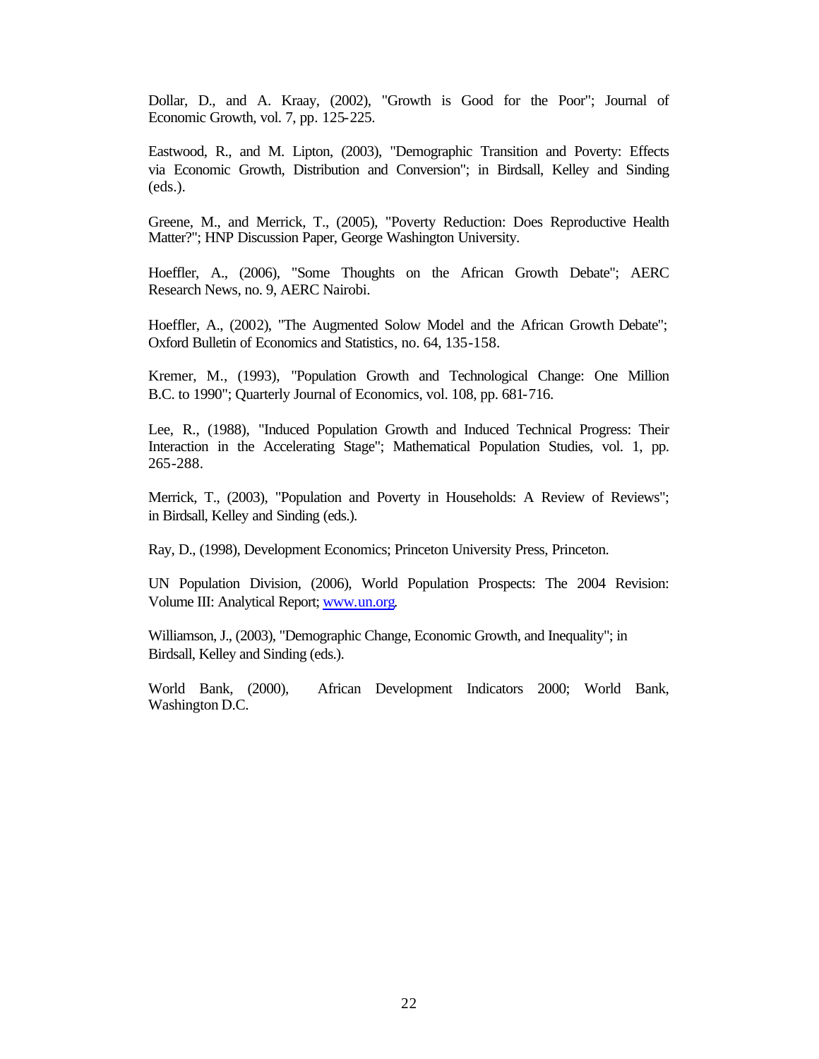Dollar, D., and A. Kraay, (2002), "Growth is Good for the Poor"; Journal of Economic Growth, vol. 7, pp. 125-225.

Eastwood, R., and M. Lipton, (2003), "Demographic Transition and Poverty: Effects via Economic Growth, Distribution and Conversion"; in Birdsall, Kelley and Sinding (eds.).

Greene, M., and Merrick, T., (2005), "Poverty Reduction: Does Reproductive Health Matter?"; HNP Discussion Paper, George Washington University.

Hoeffler, A., (2006), "Some Thoughts on the African Growth Debate"; AERC Research News, no. 9, AERC Nairobi.

Hoeffler, A., (2002), "The Augmented Solow Model and the African Growth Debate"; Oxford Bulletin of Economics and Statistics, no. 64, 135-158.

Kremer, M., (1993), "Population Growth and Technological Change: One Million B.C. to 1990"; Quarterly Journal of Economics, vol. 108, pp. 681-716.

Lee, R., (1988), "Induced Population Growth and Induced Technical Progress: Their Interaction in the Accelerating Stage"; Mathematical Population Studies, vol. 1, pp. 265-288.

Merrick, T., (2003), "Population and Poverty in Households: A Review of Reviews"; in Birdsall, Kelley and Sinding (eds.).

Ray, D., (1998), Development Economics; Princeton University Press, Princeton.

UN Population Division, (2006), World Population Prospects: The 2004 Revision: Volume III: Analytical Report; www.un.org.

Williamson, J., (2003), "Demographic Change, Economic Growth, and Inequality"; in Birdsall, Kelley and Sinding (eds.).

World Bank, (2000), African Development Indicators 2000; World Bank, Washington D.C.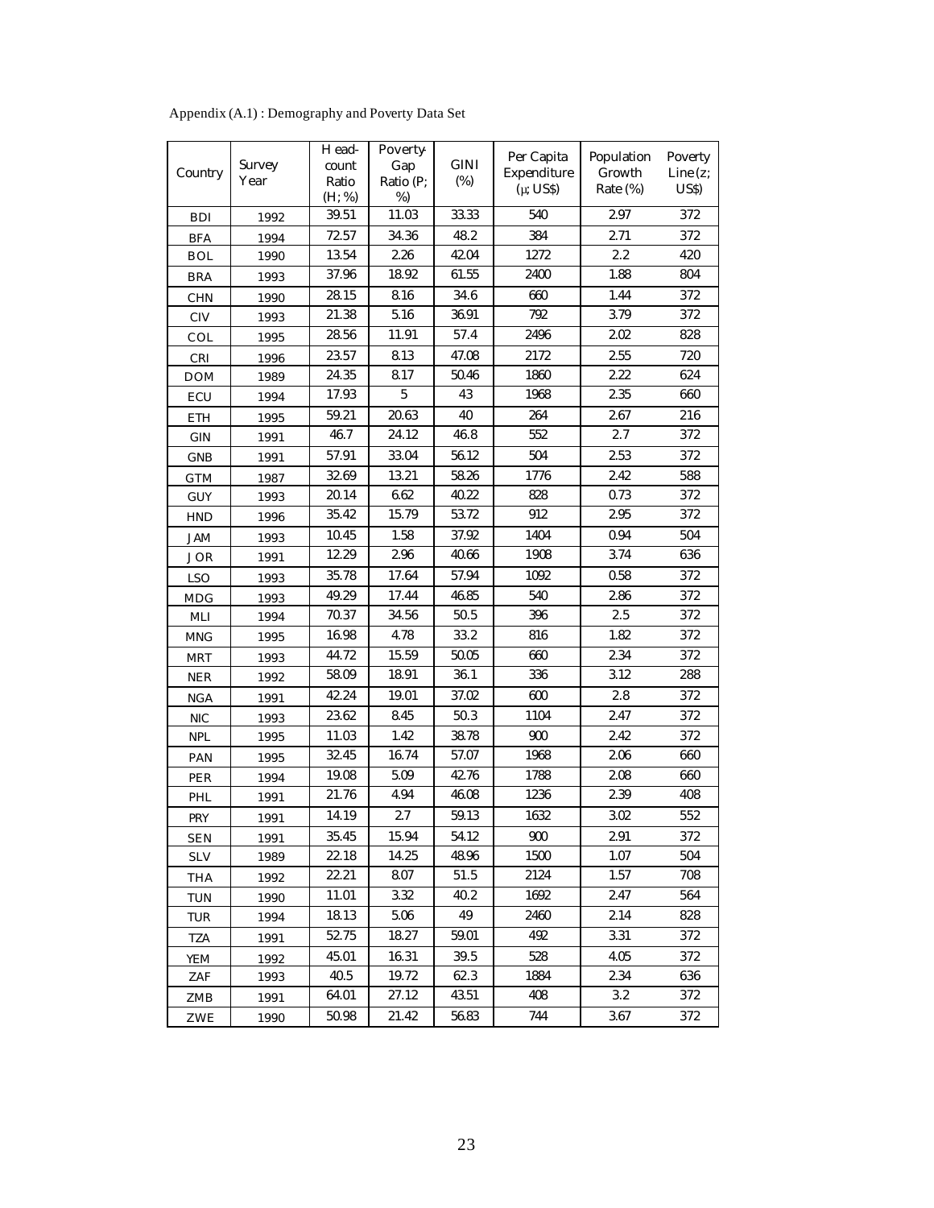Appendix (A.1) : Demography and Poverty Data Set

| Country | Survey Year | Head-count Ratio (H; %) | Poverty-Gap Ratio (P; %) | GINI (%) | Per Capita Expenditure (μ; US$) | Population Growth Rate (%) | Poverty Line (z; US$) |
|---|---|---|---|---|---|---|---|
| BDI | 1992 | 39.51 | 11.03 | 33.33 | 540 | 2.97 | 372 |
| BFA | 1994 | 72.57 | 34.36 | 48.2 | 384 | 2.71 | 372 |
| BOL | 1990 | 13.54 | 2.26 | 42.04 | 1272 | 2.2 | 420 |
| BRA | 1993 | 37.96 | 18.92 | 61.55 | 2400 | 1.88 | 804 |
| CHN | 1990 | 28.15 | 8.16 | 34.6 | 660 | 1.44 | 372 |
| CIV | 1993 | 21.38 | 5.16 | 36.91 | 792 | 3.79 | 372 |
| COL | 1995 | 28.56 | 11.91 | 57.4 | 2496 | 2.02 | 828 |
| CRI | 1996 | 23.57 | 8.13 | 47.08 | 2172 | 2.55 | 720 |
| DOM | 1989 | 24.35 | 8.17 | 50.46 | 1860 | 2.22 | 624 |
| ECU | 1994 | 17.93 | 5 | 43 | 1968 | 2.35 | 660 |
| ETH | 1995 | 59.21 | 20.63 | 40 | 264 | 2.67 | 216 |
| GIN | 1991 | 46.7 | 24.12 | 46.8 | 552 | 2.7 | 372 |
| GNB | 1991 | 57.91 | 33.04 | 56.12 | 504 | 2.53 | 372 |
| GTM | 1987 | 32.69 | 13.21 | 58.26 | 1776 | 2.42 | 588 |
| GUY | 1993 | 20.14 | 6.62 | 40.22 | 828 | 0.73 | 372 |
| HND | 1996 | 35.42 | 15.79 | 53.72 | 912 | 2.95 | 372 |
| JAM | 1993 | 10.45 | 1.58 | 37.92 | 1404 | 0.94 | 504 |
| JOR | 1991 | 12.29 | 2.96 | 40.66 | 1908 | 3.74 | 636 |
| LSO | 1993 | 35.78 | 17.64 | 57.94 | 1092 | 0.58 | 372 |
| MDG | 1993 | 49.29 | 17.44 | 46.85 | 540 | 2.86 | 372 |
| MLI | 1994 | 70.37 | 34.56 | 50.5 | 396 | 2.5 | 372 |
| MNG | 1995 | 16.98 | 4.78 | 33.2 | 816 | 1.82 | 372 |
| MRT | 1993 | 44.72 | 15.59 | 50.05 | 660 | 2.34 | 372 |
| NER | 1992 | 58.09 | 18.91 | 36.1 | 336 | 3.12 | 288 |
| NGA | 1991 | 42.24 | 19.01 | 37.02 | 600 | 2.8 | 372 |
| NIC | 1993 | 23.62 | 8.45 | 50.3 | 1104 | 2.47 | 372 |
| NPL | 1995 | 11.03 | 1.42 | 38.78 | 900 | 2.42 | 372 |
| PAN | 1995 | 32.45 | 16.74 | 57.07 | 1968 | 2.06 | 660 |
| PER | 1994 | 19.08 | 5.09 | 42.76 | 1788 | 2.08 | 660 |
| PHL | 1991 | 21.76 | 4.94 | 46.08 | 1236 | 2.39 | 408 |
| PRY | 1991 | 14.19 | 2.7 | 59.13 | 1632 | 3.02 | 552 |
| SEN | 1991 | 35.45 | 15.94 | 54.12 | 900 | 2.91 | 372 |
| SLV | 1989 | 22.18 | 14.25 | 48.96 | 1500 | 1.07 | 504 |
| THA | 1992 | 22.21 | 8.07 | 51.5 | 2124 | 1.57 | 708 |
| TUN | 1990 | 11.01 | 3.32 | 40.2 | 1692 | 2.47 | 564 |
| TUR | 1994 | 18.13 | 5.06 | 49 | 2460 | 2.14 | 828 |
| TZA | 1991 | 52.75 | 18.27 | 59.01 | 492 | 3.31 | 372 |
| YEM | 1992 | 45.01 | 16.31 | 39.5 | 528 | 4.05 | 372 |
| ZAF | 1993 | 40.5 | 19.72 | 62.3 | 1884 | 2.34 | 636 |
| ZMB | 1991 | 64.01 | 27.12 | 43.51 | 408 | 3.2 | 372 |
| ZWE | 1990 | 50.98 | 21.42 | 56.83 | 744 | 3.67 | 372 |